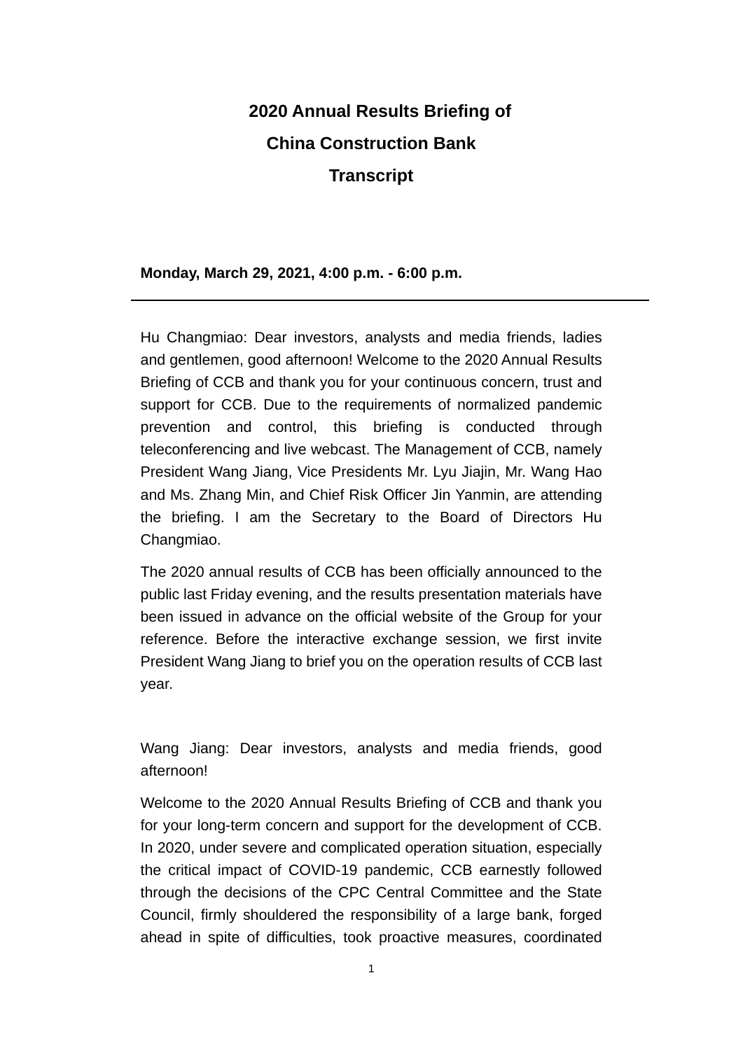# 2020 Annual Results Briefing of China Construction Bank Transcript

**Monday, March 29, 2021, 4:00 p.m. - 6:00 p.m.**

---

Hu Changmiao: Dear investors, analysts and media friends, ladies and gentlemen, good afternoon! Welcome to the 2020 Annual Results Briefing of CCB and thank you for your continuous concern, trust and support for CCB. Due to the requirements of normalized pandemic prevention and control, this briefing is conducted through teleconferencing and live webcast. The Management of CCB, namely President Wang Jiang, Vice Presidents Mr. Lyu Jiajin, Mr. Wang Hao and Ms. Zhang Min, and Chief Risk Officer Jin Yanmin, are attending the briefing. I am the Secretary to the Board of Directors Hu Changmiao.

The 2020 annual results of CCB has been officially announced to the public last Friday evening, and the results presentation materials have been issued in advance on the official website of the Group for your reference. Before the interactive exchange session, we first invite President Wang Jiang to brief you on the operation results of CCB last year.

Wang Jiang: Dear investors, analysts and media friends, good afternoon!

Welcome to the 2020 Annual Results Briefing of CCB and thank you for your long-term concern and support for the development of CCB. In 2020, under severe and complicated operation situation, especially the critical impact of COVID-19 pandemic, CCB earnestly followed through the decisions of the CPC Central Committee and the State Council, firmly shouldered the responsibility of a large bank, forged ahead in spite of difficulties, took proactive measures, coordinated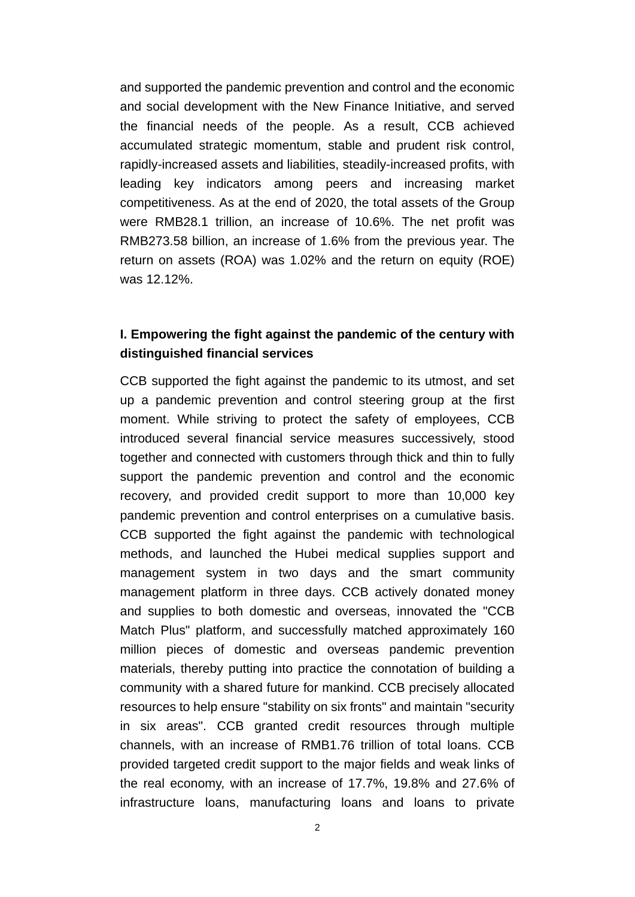and supported the pandemic prevention and control and the economic and social development with the New Finance Initiative, and served the financial needs of the people. As a result, CCB achieved accumulated strategic momentum, stable and prudent risk control, rapidly-increased assets and liabilities, steadily-increased profits, with leading key indicators among peers and increasing market competitiveness. As at the end of 2020, the total assets of the Group were RMB28.1 trillion, an increase of 10.6%. The net profit was RMB273.58 billion, an increase of 1.6% from the previous year. The return on assets (ROA) was 1.02% and the return on equity (ROE) was 12.12%.

### I. Empowering the fight against the pandemic of the century with distinguished financial services

CCB supported the fight against the pandemic to its utmost, and set up a pandemic prevention and control steering group at the first moment. While striving to protect the safety of employees, CCB introduced several financial service measures successively, stood together and connected with customers through thick and thin to fully support the pandemic prevention and control and the economic recovery, and provided credit support to more than 10,000 key pandemic prevention and control enterprises on a cumulative basis. CCB supported the fight against the pandemic with technological methods, and launched the Hubei medical supplies support and management system in two days and the smart community management platform in three days. CCB actively donated money and supplies to both domestic and overseas, innovated the "CCB Match Plus" platform, and successfully matched approximately 160 million pieces of domestic and overseas pandemic prevention materials, thereby putting into practice the connotation of building a community with a shared future for mankind. CCB precisely allocated resources to help ensure "stability on six fronts" and maintain "security in six areas". CCB granted credit resources through multiple channels, with an increase of RMB1.76 trillion of total loans. CCB provided targeted credit support to the major fields and weak links of the real economy, with an increase of 17.7%, 19.8% and 27.6% of infrastructure loans, manufacturing loans and loans to private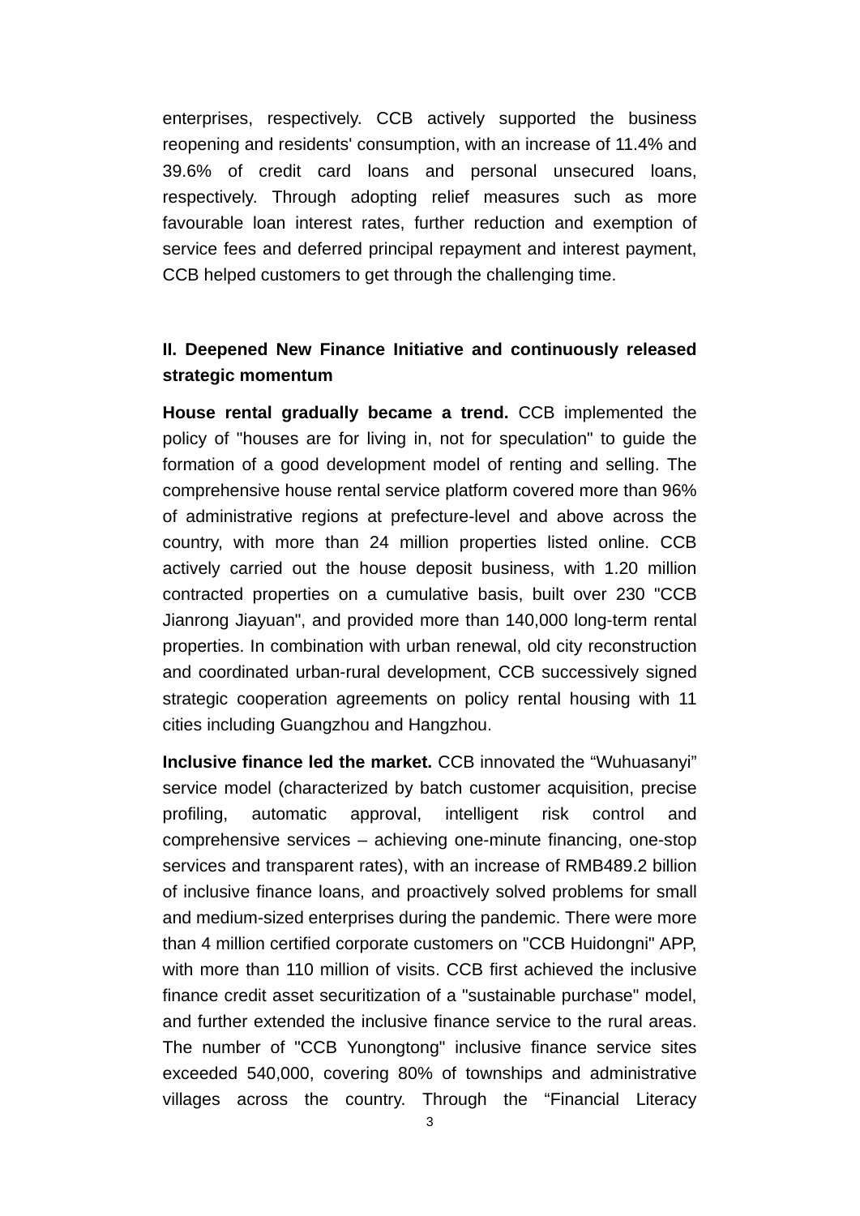enterprises, respectively. CCB actively supported the business reopening and residents' consumption, with an increase of 11.4% and 39.6% of credit card loans and personal unsecured loans, respectively. Through adopting relief measures such as more favourable loan interest rates, further reduction and exemption of service fees and deferred principal repayment and interest payment, CCB helped customers to get through the challenging time.

## II. Deepened New Finance Initiative and continuously released strategic momentum

**House rental gradually became a trend.** CCB implemented the policy of "houses are for living in, not for speculation" to guide the formation of a good development model of renting and selling. The comprehensive house rental service platform covered more than 96% of administrative regions at prefecture-level and above across the country, with more than 24 million properties listed online. CCB actively carried out the house deposit business, with 1.20 million contracted properties on a cumulative basis, built over 230 "CCB Jianrong Jiayuan", and provided more than 140,000 long-term rental properties. In combination with urban renewal, old city reconstruction and coordinated urban-rural development, CCB successively signed strategic cooperation agreements on policy rental housing with 11 cities including Guangzhou and Hangzhou.

**Inclusive finance led the market.** CCB innovated the “Wuhuasanyi” service model (characterized by batch customer acquisition, precise profiling, automatic approval, intelligent risk control and comprehensive services – achieving one-minute financing, one-stop services and transparent rates), with an increase of RMB489.2 billion of inclusive finance loans, and proactively solved problems for small and medium-sized enterprises during the pandemic. There were more than 4 million certified corporate customers on "CCB Huidongni" APP, with more than 110 million of visits. CCB first achieved the inclusive finance credit asset securitization of a "sustainable purchase" model, and further extended the inclusive finance service to the rural areas. The number of "CCB Yunongtong" inclusive finance service sites exceeded 540,000, covering 80% of townships and administrative villages across the country. Through the “Financial Literacy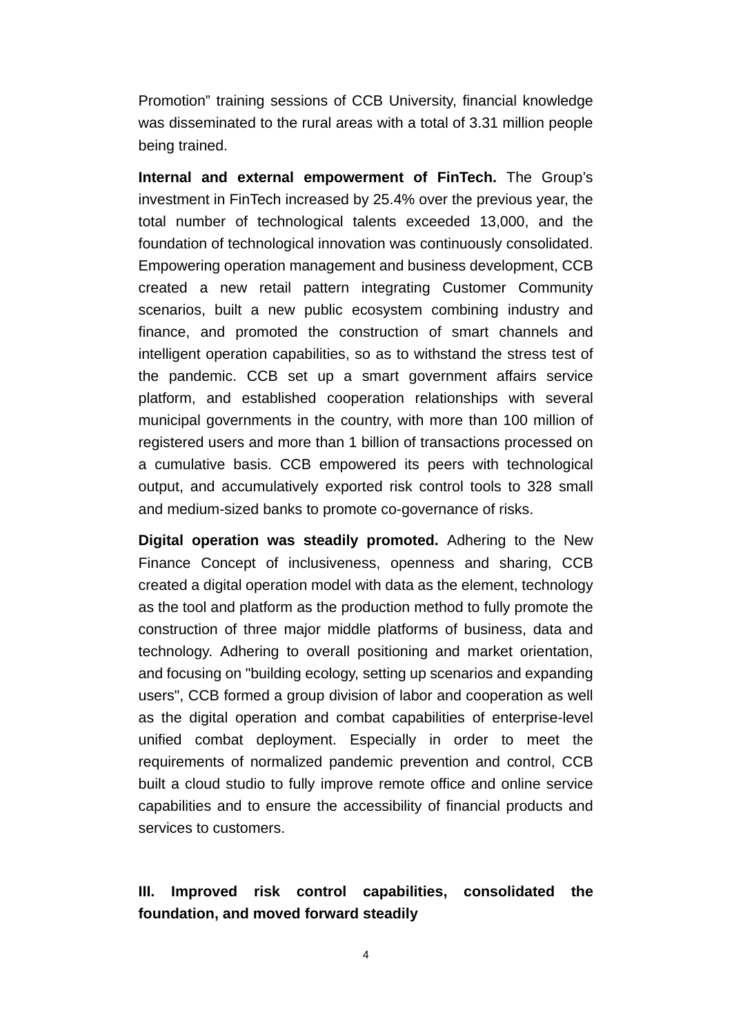Promotion” training sessions of CCB University, financial knowledge was disseminated to the rural areas with a total of 3.31 million people being trained.

**Internal and external empowerment of FinTech.** The Group’s investment in FinTech increased by 25.4% over the previous year, the total number of technological talents exceeded 13,000, and the foundation of technological innovation was continuously consolidated. Empowering operation management and business development, CCB created a new retail pattern integrating Customer Community scenarios, built a new public ecosystem combining industry and finance, and promoted the construction of smart channels and intelligent operation capabilities, so as to withstand the stress test of the pandemic. CCB set up a smart government affairs service platform, and established cooperation relationships with several municipal governments in the country, with more than 100 million of registered users and more than 1 billion of transactions processed on a cumulative basis. CCB empowered its peers with technological output, and accumulatively exported risk control tools to 328 small and medium-sized banks to promote co-governance of risks.

**Digital operation was steadily promoted.** Adhering to the New Finance Concept of inclusiveness, openness and sharing, CCB created a digital operation model with data as the element, technology as the tool and platform as the production method to fully promote the construction of three major middle platforms of business, data and technology. Adhering to overall positioning and market orientation, and focusing on "building ecology, setting up scenarios and expanding users", CCB formed a group division of labor and cooperation as well as the digital operation and combat capabilities of enterprise-level unified combat deployment. Especially in order to meet the requirements of normalized pandemic prevention and control, CCB built a cloud studio to fully improve remote office and online service capabilities and to ensure the accessibility of financial products and services to customers.

## III. Improved risk control capabilities, consolidated the foundation, and moved forward steadily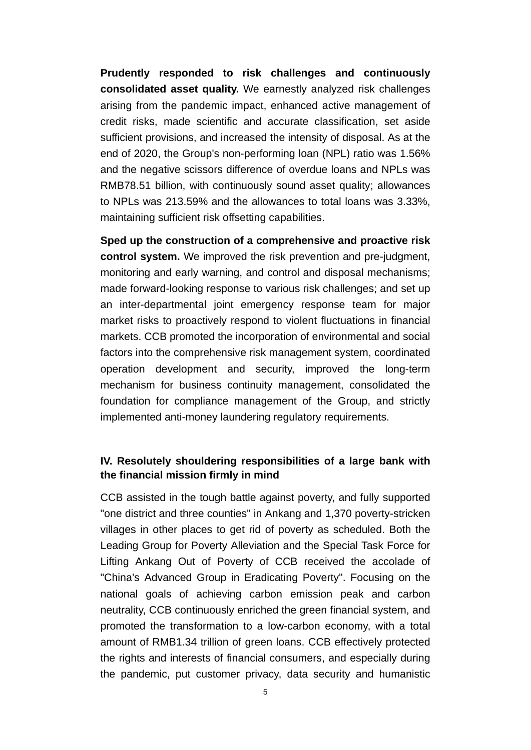**Prudently responded to risk challenges and continuously consolidated asset quality.** We earnestly analyzed risk challenges arising from the pandemic impact, enhanced active management of credit risks, made scientific and accurate classification, set aside sufficient provisions, and increased the intensity of disposal. As at the end of 2020, the Group's non-performing loan (NPL) ratio was 1.56% and the negative scissors difference of overdue loans and NPLs was RMB78.51 billion, with continuously sound asset quality; allowances to NPLs was 213.59% and the allowances to total loans was 3.33%, maintaining sufficient risk offsetting capabilities.

**Sped up the construction of a comprehensive and proactive risk control system.** We improved the risk prevention and pre-judgment, monitoring and early warning, and control and disposal mechanisms; made forward-looking response to various risk challenges; and set up an inter-departmental joint emergency response team for major market risks to proactively respond to violent fluctuations in financial markets. CCB promoted the incorporation of environmental and social factors into the comprehensive risk management system, coordinated operation development and security, improved the long-term mechanism for business continuity management, consolidated the foundation for compliance management of the Group, and strictly implemented anti-money laundering regulatory requirements.

## IV. Resolutely shouldering responsibilities of a large bank with the financial mission firmly in mind

CCB assisted in the tough battle against poverty, and fully supported "one district and three counties" in Ankang and 1,370 poverty-stricken villages in other places to get rid of poverty as scheduled. Both the Leading Group for Poverty Alleviation and the Special Task Force for Lifting Ankang Out of Poverty of CCB received the accolade of "China's Advanced Group in Eradicating Poverty". Focusing on the national goals of achieving carbon emission peak and carbon neutrality, CCB continuously enriched the green financial system, and promoted the transformation to a low-carbon economy, with a total amount of RMB1.34 trillion of green loans. CCB effectively protected the rights and interests of financial consumers, and especially during the pandemic, put customer privacy, data security and humanistic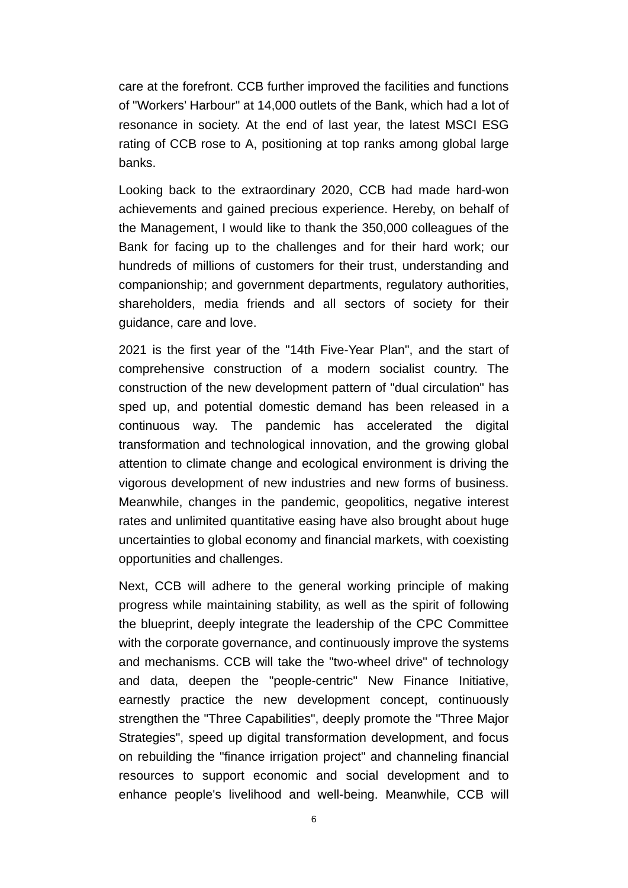care at the forefront. CCB further improved the facilities and functions of "Workers' Harbour" at 14,000 outlets of the Bank, which had a lot of resonance in society. At the end of last year, the latest MSCI ESG rating of CCB rose to A, positioning at top ranks among global large banks.

Looking back to the extraordinary 2020, CCB had made hard-won achievements and gained precious experience. Hereby, on behalf of the Management, I would like to thank the 350,000 colleagues of the Bank for facing up to the challenges and for their hard work; our hundreds of millions of customers for their trust, understanding and companionship; and government departments, regulatory authorities, shareholders, media friends and all sectors of society for their guidance, care and love.

2021 is the first year of the "14th Five-Year Plan", and the start of comprehensive construction of a modern socialist country. The construction of the new development pattern of "dual circulation" has sped up, and potential domestic demand has been released in a continuous way. The pandemic has accelerated the digital transformation and technological innovation, and the growing global attention to climate change and ecological environment is driving the vigorous development of new industries and new forms of business. Meanwhile, changes in the pandemic, geopolitics, negative interest rates and unlimited quantitative easing have also brought about huge uncertainties to global economy and financial markets, with coexisting opportunities and challenges.

Next, CCB will adhere to the general working principle of making progress while maintaining stability, as well as the spirit of following the blueprint, deeply integrate the leadership of the CPC Committee with the corporate governance, and continuously improve the systems and mechanisms. CCB will take the "two-wheel drive" of technology and data, deepen the "people-centric" New Finance Initiative, earnestly practice the new development concept, continuously strengthen the "Three Capabilities", deeply promote the "Three Major Strategies", speed up digital transformation development, and focus on rebuilding the "finance irrigation project" and channeling financial resources to support economic and social development and to enhance people's livelihood and well-being. Meanwhile, CCB will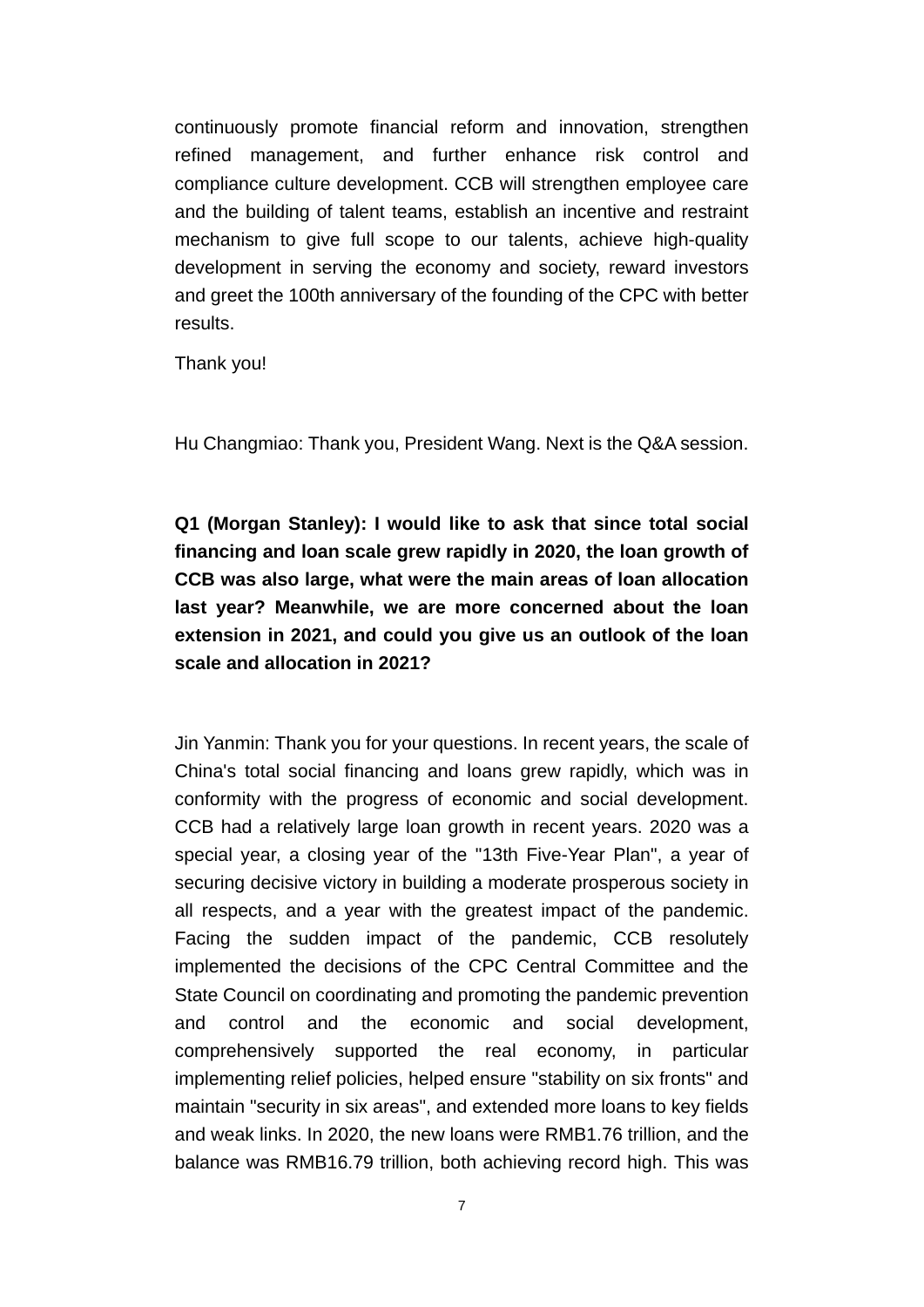continuously promote financial reform and innovation, strengthen refined management, and further enhance risk control and compliance culture development. CCB will strengthen employee care and the building of talent teams, establish an incentive and restraint mechanism to give full scope to our talents, achieve high-quality development in serving the economy and society, reward investors and greet the 100th anniversary of the founding of the CPC with better results.

Thank you!

Hu Changmiao: Thank you, President Wang. Next is the Q&A session.

**Q1 (Morgan Stanley): I would like to ask that since total social financing and loan scale grew rapidly in 2020, the loan growth of CCB was also large, what were the main areas of loan allocation last year? Meanwhile, we are more concerned about the loan extension in 2021, and could you give us an outlook of the loan scale and allocation in 2021?**

Jin Yanmin: Thank you for your questions. In recent years, the scale of China's total social financing and loans grew rapidly, which was in conformity with the progress of economic and social development. CCB had a relatively large loan growth in recent years. 2020 was a special year, a closing year of the "13th Five-Year Plan", a year of securing decisive victory in building a moderate prosperous society in all respects, and a year with the greatest impact of the pandemic. Facing the sudden impact of the pandemic, CCB resolutely implemented the decisions of the CPC Central Committee and the State Council on coordinating and promoting the pandemic prevention and control and the economic and social development, comprehensively supported the real economy, in particular implementing relief policies, helped ensure "stability on six fronts" and maintain "security in six areas", and extended more loans to key fields and weak links. In 2020, the new loans were RMB1.76 trillion, and the balance was RMB16.79 trillion, both achieving record high. This was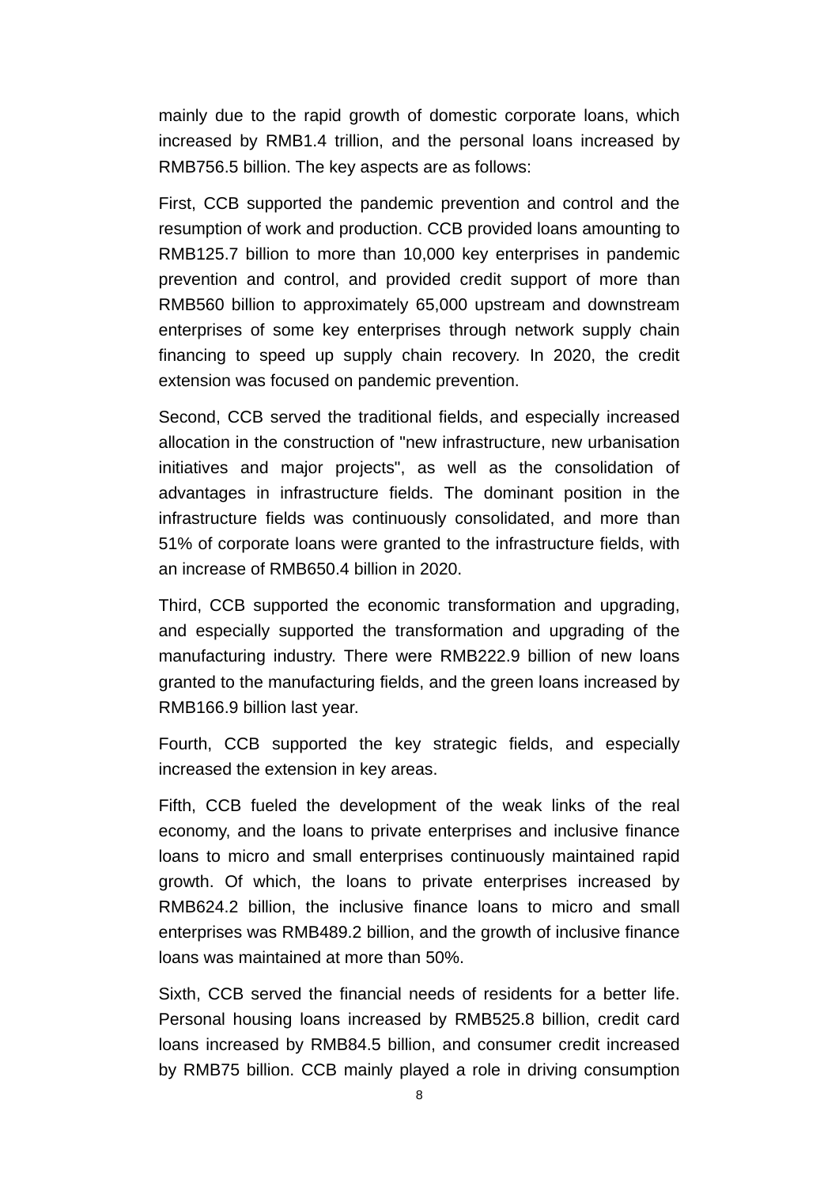mainly due to the rapid growth of domestic corporate loans, which increased by RMB1.4 trillion, and the personal loans increased by RMB756.5 billion. The key aspects are as follows:

First, CCB supported the pandemic prevention and control and the resumption of work and production. CCB provided loans amounting to RMB125.7 billion to more than 10,000 key enterprises in pandemic prevention and control, and provided credit support of more than RMB560 billion to approximately 65,000 upstream and downstream enterprises of some key enterprises through network supply chain financing to speed up supply chain recovery. In 2020, the credit extension was focused on pandemic prevention.

Second, CCB served the traditional fields, and especially increased allocation in the construction of "new infrastructure, new urbanisation initiatives and major projects", as well as the consolidation of advantages in infrastructure fields. The dominant position in the infrastructure fields was continuously consolidated, and more than 51% of corporate loans were granted to the infrastructure fields, with an increase of RMB650.4 billion in 2020.

Third, CCB supported the economic transformation and upgrading, and especially supported the transformation and upgrading of the manufacturing industry. There were RMB222.9 billion of new loans granted to the manufacturing fields, and the green loans increased by RMB166.9 billion last year.

Fourth, CCB supported the key strategic fields, and especially increased the extension in key areas.

Fifth, CCB fueled the development of the weak links of the real economy, and the loans to private enterprises and inclusive finance loans to micro and small enterprises continuously maintained rapid growth. Of which, the loans to private enterprises increased by RMB624.2 billion, the inclusive finance loans to micro and small enterprises was RMB489.2 billion, and the growth of inclusive finance loans was maintained at more than 50%.

Sixth, CCB served the financial needs of residents for a better life. Personal housing loans increased by RMB525.8 billion, credit card loans increased by RMB84.5 billion, and consumer credit increased by RMB75 billion. CCB mainly played a role in driving consumption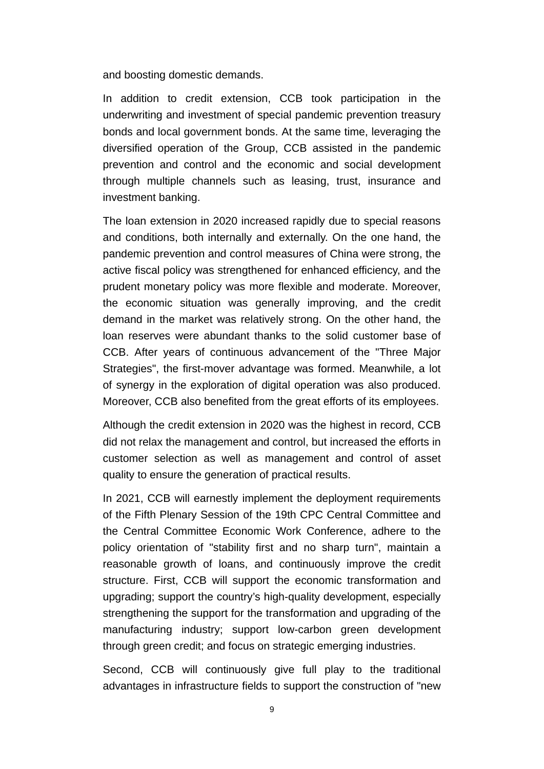and boosting domestic demands.

In addition to credit extension, CCB took participation in the underwriting and investment of special pandemic prevention treasury bonds and local government bonds. At the same time, leveraging the diversified operation of the Group, CCB assisted in the pandemic prevention and control and the economic and social development through multiple channels such as leasing, trust, insurance and investment banking.

The loan extension in 2020 increased rapidly due to special reasons and conditions, both internally and externally. On the one hand, the pandemic prevention and control measures of China were strong, the active fiscal policy was strengthened for enhanced efficiency, and the prudent monetary policy was more flexible and moderate. Moreover, the economic situation was generally improving, and the credit demand in the market was relatively strong. On the other hand, the loan reserves were abundant thanks to the solid customer base of CCB. After years of continuous advancement of the "Three Major Strategies", the first-mover advantage was formed. Meanwhile, a lot of synergy in the exploration of digital operation was also produced. Moreover, CCB also benefited from the great efforts of its employees.

Although the credit extension in 2020 was the highest in record, CCB did not relax the management and control, but increased the efforts in customer selection as well as management and control of asset quality to ensure the generation of practical results.

In 2021, CCB will earnestly implement the deployment requirements of the Fifth Plenary Session of the 19th CPC Central Committee and the Central Committee Economic Work Conference, adhere to the policy orientation of "stability first and no sharp turn", maintain a reasonable growth of loans, and continuously improve the credit structure. First, CCB will support the economic transformation and upgrading; support the country’s high-quality development, especially strengthening the support for the transformation and upgrading of the manufacturing industry; support low-carbon green development through green credit; and focus on strategic emerging industries.

Second, CCB will continuously give full play to the traditional advantages in infrastructure fields to support the construction of "new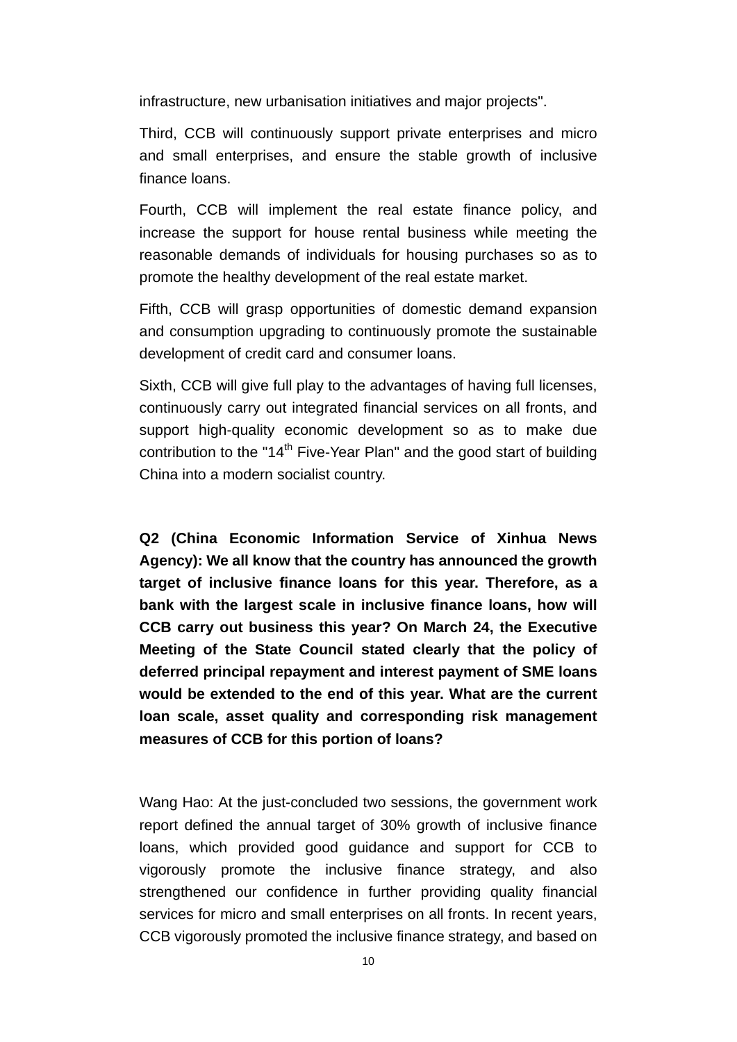infrastructure, new urbanisation initiatives and major projects".

Third, CCB will continuously support private enterprises and micro and small enterprises, and ensure the stable growth of inclusive finance loans.

Fourth, CCB will implement the real estate finance policy, and increase the support for house rental business while meeting the reasonable demands of individuals for housing purchases so as to promote the healthy development of the real estate market.

Fifth, CCB will grasp opportunities of domestic demand expansion and consumption upgrading to continuously promote the sustainable development of credit card and consumer loans.

Sixth, CCB will give full play to the advantages of having full licenses, continuously carry out integrated financial services on all fronts, and support high-quality economic development so as to make due contribution to the "14th Five-Year Plan" and the good start of building China into a modern socialist country.

**Q2 (China Economic Information Service of Xinhua News Agency): We all know that the country has announced the growth target of inclusive finance loans for this year. Therefore, as a bank with the largest scale in inclusive finance loans, how will CCB carry out business this year? On March 24, the Executive Meeting of the State Council stated clearly that the policy of deferred principal repayment and interest payment of SME loans would be extended to the end of this year. What are the current loan scale, asset quality and corresponding risk management measures of CCB for this portion of loans?**

Wang Hao: At the just-concluded two sessions, the government work report defined the annual target of 30% growth of inclusive finance loans, which provided good guidance and support for CCB to vigorously promote the inclusive finance strategy, and also strengthened our confidence in further providing quality financial services for micro and small enterprises on all fronts. In recent years, CCB vigorously promoted the inclusive finance strategy, and based on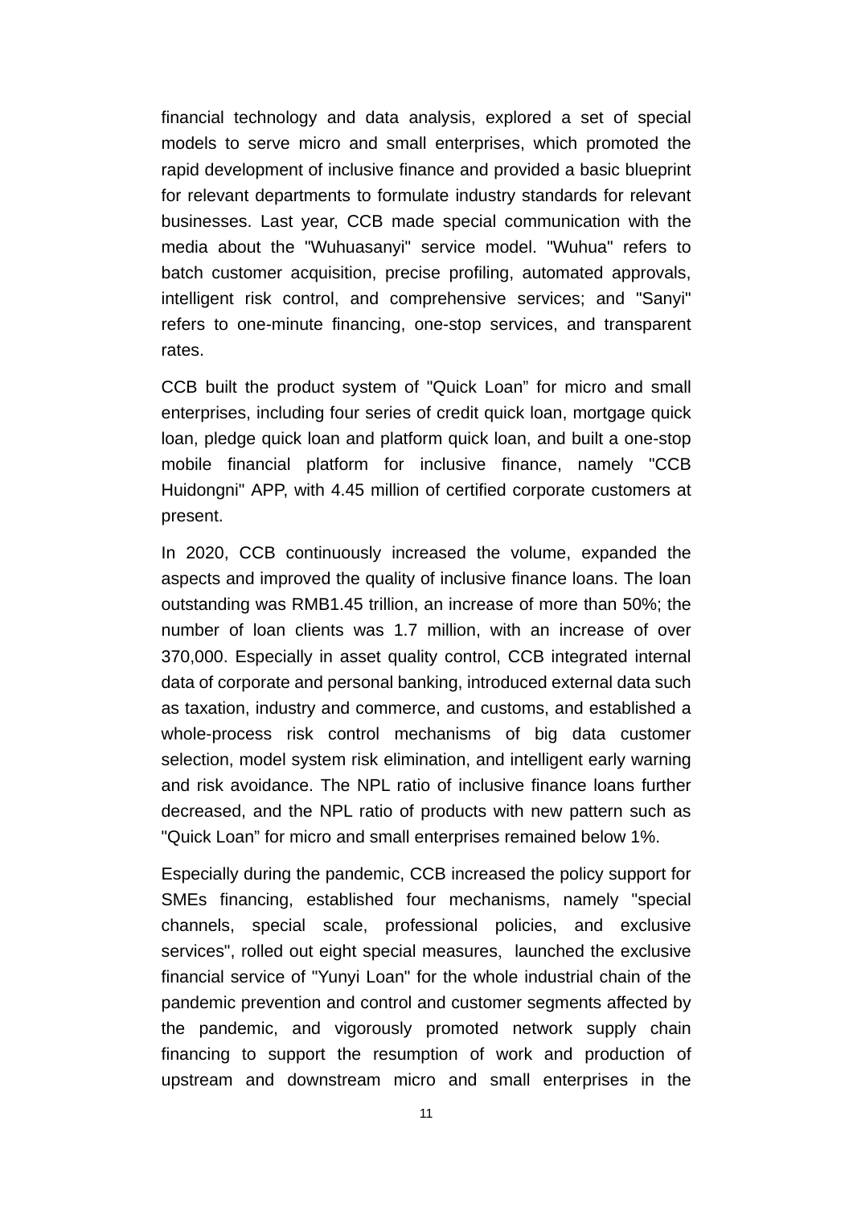financial technology and data analysis, explored a set of special models to serve micro and small enterprises, which promoted the rapid development of inclusive finance and provided a basic blueprint for relevant departments to formulate industry standards for relevant businesses. Last year, CCB made special communication with the media about the "Wuhuasanyi" service model. "Wuhua" refers to batch customer acquisition, precise profiling, automated approvals, intelligent risk control, and comprehensive services; and "Sanyi" refers to one-minute financing, one-stop services, and transparent rates.

CCB built the product system of "Quick Loan" for micro and small enterprises, including four series of credit quick loan, mortgage quick loan, pledge quick loan and platform quick loan, and built a one-stop mobile financial platform for inclusive finance, namely "CCB Huidongni" APP, with 4.45 million of certified corporate customers at present.

In 2020, CCB continuously increased the volume, expanded the aspects and improved the quality of inclusive finance loans. The loan outstanding was RMB1.45 trillion, an increase of more than 50%; the number of loan clients was 1.7 million, with an increase of over 370,000. Especially in asset quality control, CCB integrated internal data of corporate and personal banking, introduced external data such as taxation, industry and commerce, and customs, and established a whole-process risk control mechanisms of big data customer selection, model system risk elimination, and intelligent early warning and risk avoidance. The NPL ratio of inclusive finance loans further decreased, and the NPL ratio of products with new pattern such as "Quick Loan" for micro and small enterprises remained below 1%.

Especially during the pandemic, CCB increased the policy support for SMEs financing, established four mechanisms, namely "special channels, special scale, professional policies, and exclusive services", rolled out eight special measures, launched the exclusive financial service of "Yunyi Loan" for the whole industrial chain of the pandemic prevention and control and customer segments affected by the pandemic, and vigorously promoted network supply chain financing to support the resumption of work and production of upstream and downstream micro and small enterprises in the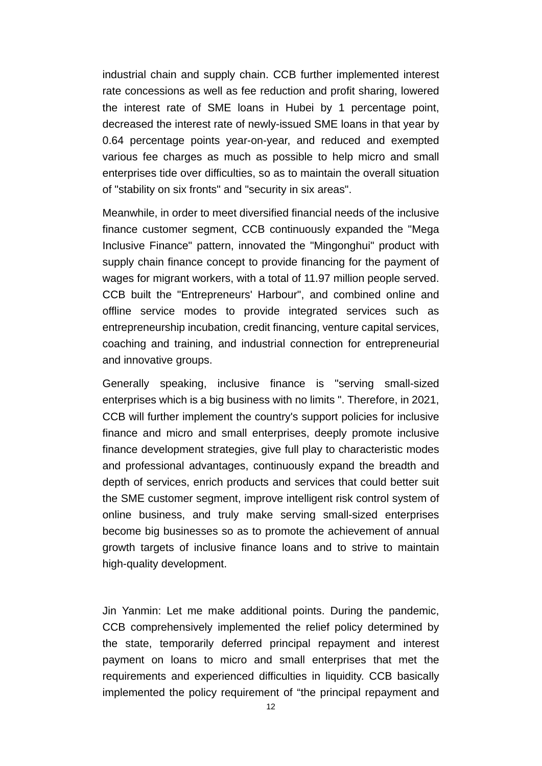industrial chain and supply chain. CCB further implemented interest rate concessions as well as fee reduction and profit sharing, lowered the interest rate of SME loans in Hubei by 1 percentage point, decreased the interest rate of newly-issued SME loans in that year by 0.64 percentage points year-on-year, and reduced and exempted various fee charges as much as possible to help micro and small enterprises tide over difficulties, so as to maintain the overall situation of "stability on six fronts" and "security in six areas".

Meanwhile, in order to meet diversified financial needs of the inclusive finance customer segment, CCB continuously expanded the "Mega Inclusive Finance" pattern, innovated the "Mingonghui" product with supply chain finance concept to provide financing for the payment of wages for migrant workers, with a total of 11.97 million people served. CCB built the "Entrepreneurs' Harbour", and combined online and offline service modes to provide integrated services such as entrepreneurship incubation, credit financing, venture capital services, coaching and training, and industrial connection for entrepreneurial and innovative groups.

Generally speaking, inclusive finance is "serving small-sized enterprises which is a big business with no limits ". Therefore, in 2021, CCB will further implement the country's support policies for inclusive finance and micro and small enterprises, deeply promote inclusive finance development strategies, give full play to characteristic modes and professional advantages, continuously expand the breadth and depth of services, enrich products and services that could better suit the SME customer segment, improve intelligent risk control system of online business, and truly make serving small-sized enterprises become big businesses so as to promote the achievement of annual growth targets of inclusive finance loans and to strive to maintain high-quality development.

Jin Yanmin: Let me make additional points. During the pandemic, CCB comprehensively implemented the relief policy determined by the state, temporarily deferred principal repayment and interest payment on loans to micro and small enterprises that met the requirements and experienced difficulties in liquidity. CCB basically implemented the policy requirement of “the principal repayment and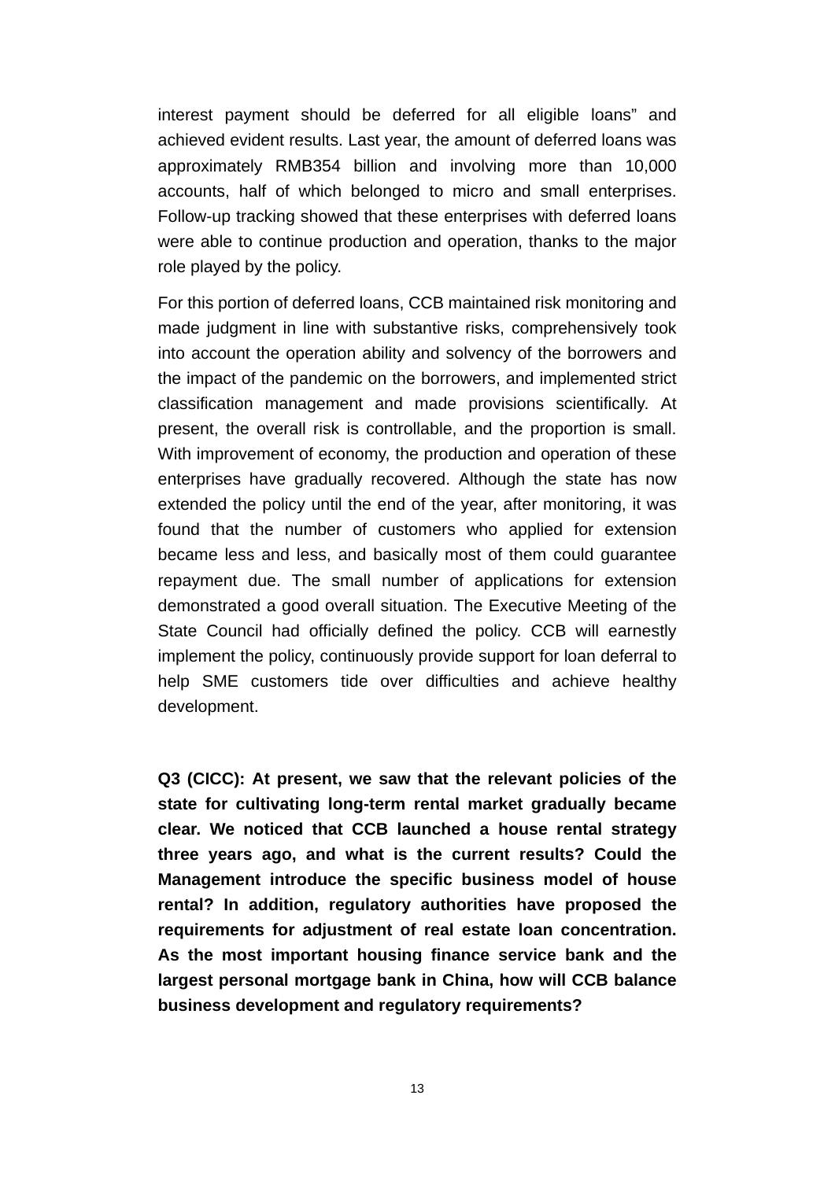interest payment should be deferred for all eligible loans" and achieved evident results. Last year, the amount of deferred loans was approximately RMB354 billion and involving more than 10,000 accounts, half of which belonged to micro and small enterprises. Follow-up tracking showed that these enterprises with deferred loans were able to continue production and operation, thanks to the major role played by the policy.

For this portion of deferred loans, CCB maintained risk monitoring and made judgment in line with substantive risks, comprehensively took into account the operation ability and solvency of the borrowers and the impact of the pandemic on the borrowers, and implemented strict classification management and made provisions scientifically. At present, the overall risk is controllable, and the proportion is small. With improvement of economy, the production and operation of these enterprises have gradually recovered. Although the state has now extended the policy until the end of the year, after monitoring, it was found that the number of customers who applied for extension became less and less, and basically most of them could guarantee repayment due. The small number of applications for extension demonstrated a good overall situation. The Executive Meeting of the State Council had officially defined the policy. CCB will earnestly implement the policy, continuously provide support for loan deferral to help SME customers tide over difficulties and achieve healthy development.

**Q3 (CICC): At present, we saw that the relevant policies of the state for cultivating long-term rental market gradually became clear. We noticed that CCB launched a house rental strategy three years ago, and what is the current results? Could the Management introduce the specific business model of house rental? In addition, regulatory authorities have proposed the requirements for adjustment of real estate loan concentration. As the most important housing finance service bank and the largest personal mortgage bank in China, how will CCB balance business development and regulatory requirements?**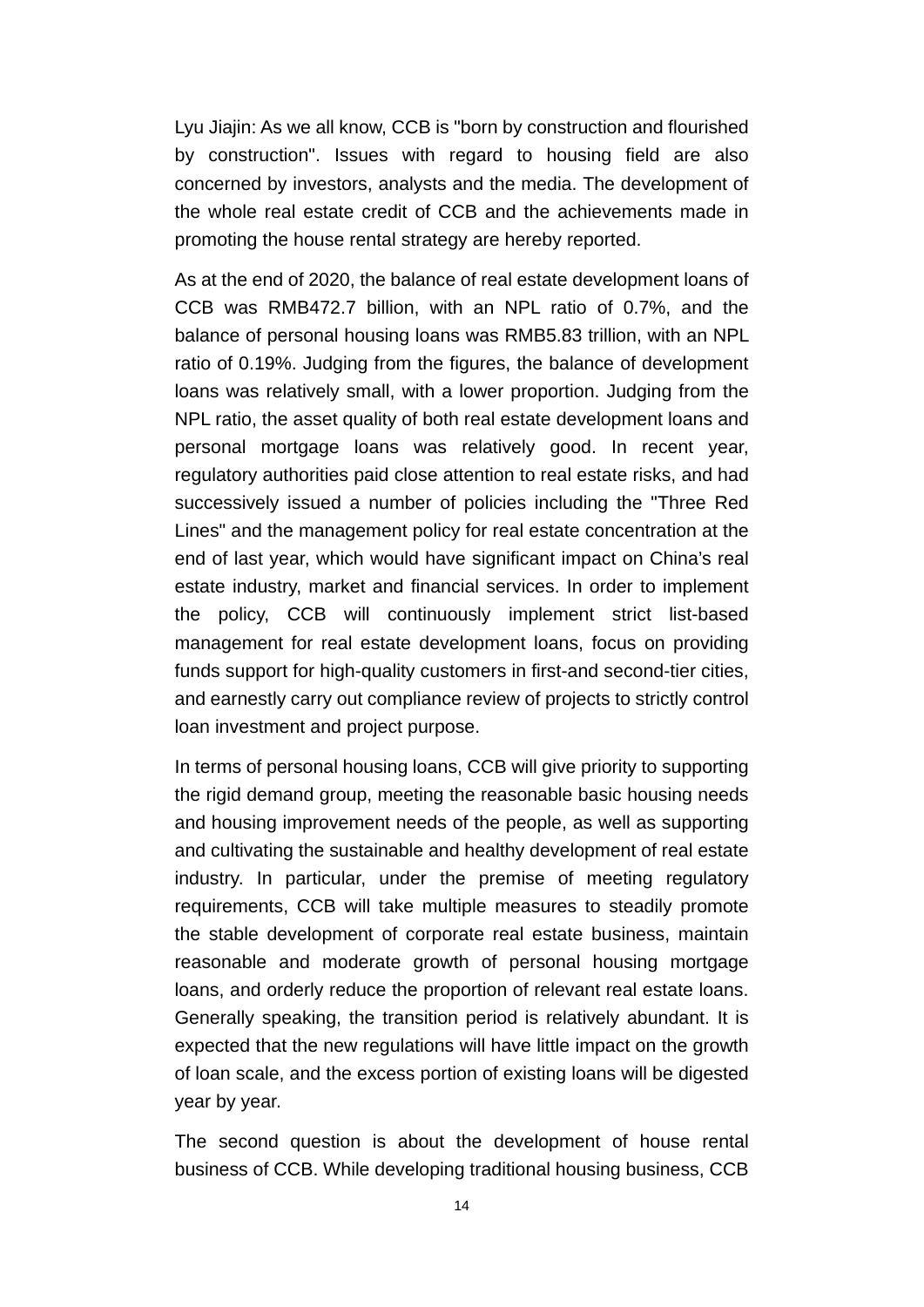Lyu Jiajin: As we all know, CCB is "born by construction and flourished by construction". Issues with regard to housing field are also concerned by investors, analysts and the media. The development of the whole real estate credit of CCB and the achievements made in promoting the house rental strategy are hereby reported.

As at the end of 2020, the balance of real estate development loans of CCB was RMB472.7 billion, with an NPL ratio of 0.7%, and the balance of personal housing loans was RMB5.83 trillion, with an NPL ratio of 0.19%. Judging from the figures, the balance of development loans was relatively small, with a lower proportion. Judging from the NPL ratio, the asset quality of both real estate development loans and personal mortgage loans was relatively good. In recent year, regulatory authorities paid close attention to real estate risks, and had successively issued a number of policies including the "Three Red Lines" and the management policy for real estate concentration at the end of last year, which would have significant impact on China's real estate industry, market and financial services. In order to implement the policy, CCB will continuously implement strict list-based management for real estate development loans, focus on providing funds support for high-quality customers in first-and second-tier cities, and earnestly carry out compliance review of projects to strictly control loan investment and project purpose.

In terms of personal housing loans, CCB will give priority to supporting the rigid demand group, meeting the reasonable basic housing needs and housing improvement needs of the people, as well as supporting and cultivating the sustainable and healthy development of real estate industry. In particular, under the premise of meeting regulatory requirements, CCB will take multiple measures to steadily promote the stable development of corporate real estate business, maintain reasonable and moderate growth of personal housing mortgage loans, and orderly reduce the proportion of relevant real estate loans. Generally speaking, the transition period is relatively abundant. It is expected that the new regulations will have little impact on the growth of loan scale, and the excess portion of existing loans will be digested year by year.

The second question is about the development of house rental business of CCB. While developing traditional housing business, CCB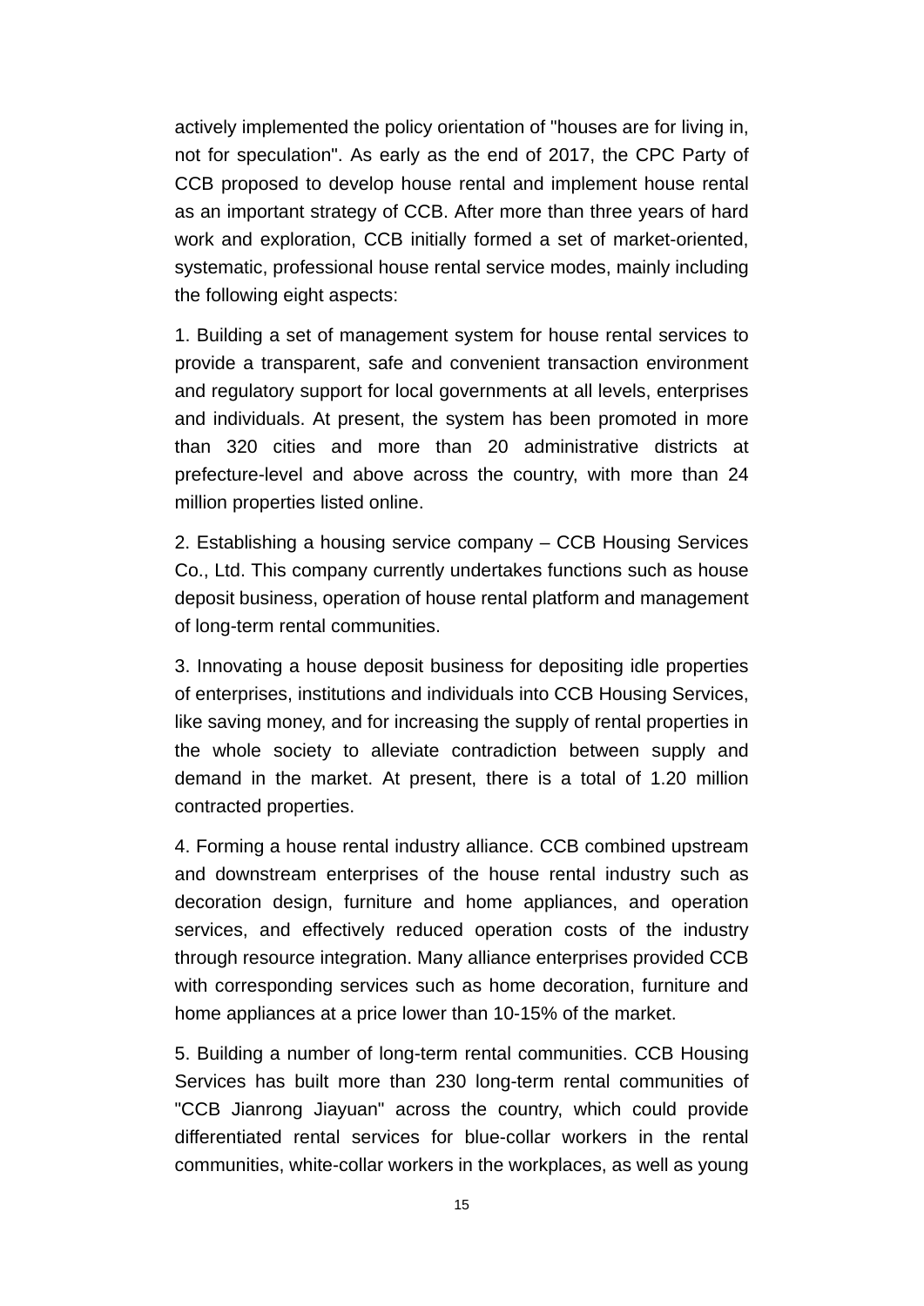actively implemented the policy orientation of "houses are for living in, not for speculation". As early as the end of 2017, the CPC Party of CCB proposed to develop house rental and implement house rental as an important strategy of CCB. After more than three years of hard work and exploration, CCB initially formed a set of market-oriented, systematic, professional house rental service modes, mainly including the following eight aspects:

1. Building a set of management system for house rental services to provide a transparent, safe and convenient transaction environment and regulatory support for local governments at all levels, enterprises and individuals. At present, the system has been promoted in more than 320 cities and more than 20 administrative districts at prefecture-level and above across the country, with more than 24 million properties listed online.

2. Establishing a housing service company – CCB Housing Services Co., Ltd. This company currently undertakes functions such as house deposit business, operation of house rental platform and management of long-term rental communities.

3. Innovating a house deposit business for depositing idle properties of enterprises, institutions and individuals into CCB Housing Services, like saving money, and for increasing the supply of rental properties in the whole society to alleviate contradiction between supply and demand in the market. At present, there is a total of 1.20 million contracted properties.

4. Forming a house rental industry alliance. CCB combined upstream and downstream enterprises of the house rental industry such as decoration design, furniture and home appliances, and operation services, and effectively reduced operation costs of the industry through resource integration. Many alliance enterprises provided CCB with corresponding services such as home decoration, furniture and home appliances at a price lower than 10-15% of the market.

5. Building a number of long-term rental communities. CCB Housing Services has built more than 230 long-term rental communities of "CCB Jianrong Jiayuan" across the country, which could provide differentiated rental services for blue-collar workers in the rental communities, white-collar workers in the workplaces, as well as young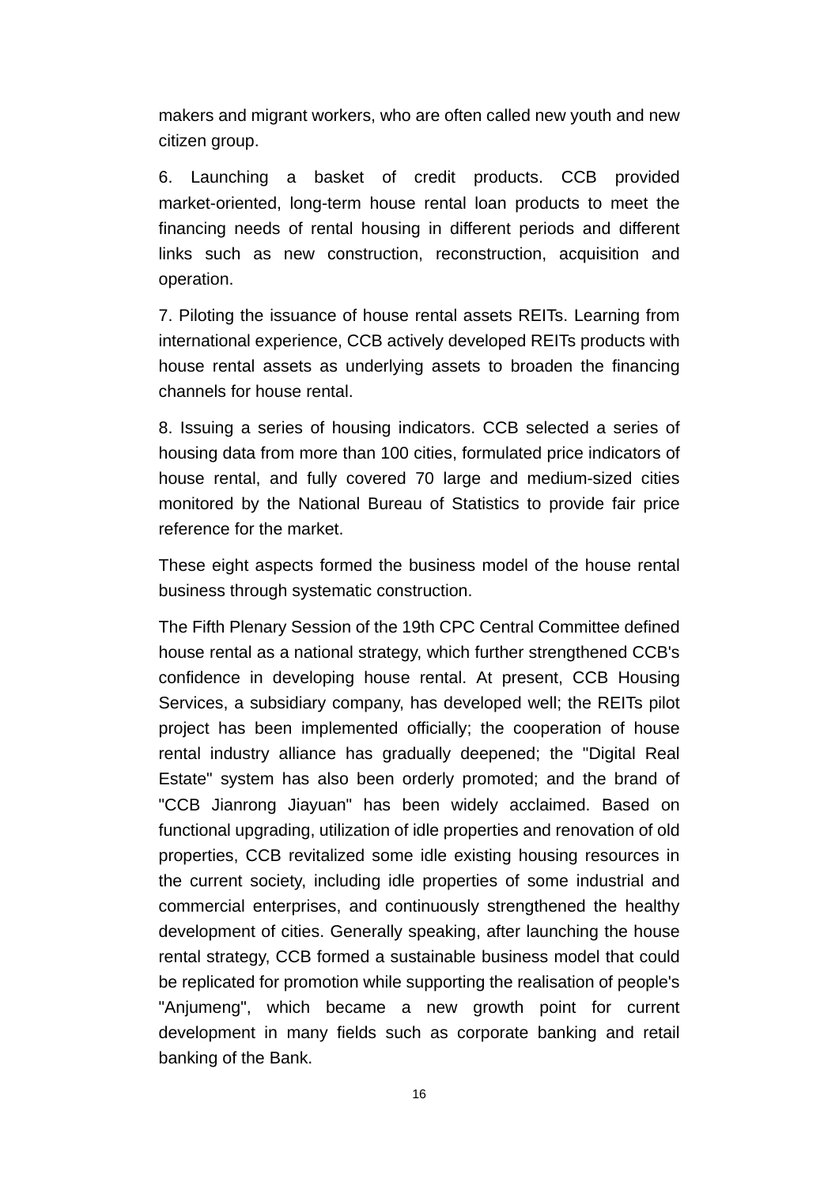makers and migrant workers, who are often called new youth and new citizen group.

6. Launching a basket of credit products. CCB provided market-oriented, long-term house rental loan products to meet the financing needs of rental housing in different periods and different links such as new construction, reconstruction, acquisition and operation.

7. Piloting the issuance of house rental assets REITs. Learning from international experience, CCB actively developed REITs products with house rental assets as underlying assets to broaden the financing channels for house rental.

8. Issuing a series of housing indicators. CCB selected a series of housing data from more than 100 cities, formulated price indicators of house rental, and fully covered 70 large and medium-sized cities monitored by the National Bureau of Statistics to provide fair price reference for the market.

These eight aspects formed the business model of the house rental business through systematic construction.

The Fifth Plenary Session of the 19th CPC Central Committee defined house rental as a national strategy, which further strengthened CCB's confidence in developing house rental. At present, CCB Housing Services, a subsidiary company, has developed well; the REITs pilot project has been implemented officially; the cooperation of house rental industry alliance has gradually deepened; the "Digital Real Estate" system has also been orderly promoted; and the brand of "CCB Jianrong Jiayuan" has been widely acclaimed. Based on functional upgrading, utilization of idle properties and renovation of old properties, CCB revitalized some idle existing housing resources in the current society, including idle properties of some industrial and commercial enterprises, and continuously strengthened the healthy development of cities. Generally speaking, after launching the house rental strategy, CCB formed a sustainable business model that could be replicated for promotion while supporting the realisation of people's "Anjumeng", which became a new growth point for current development in many fields such as corporate banking and retail banking of the Bank.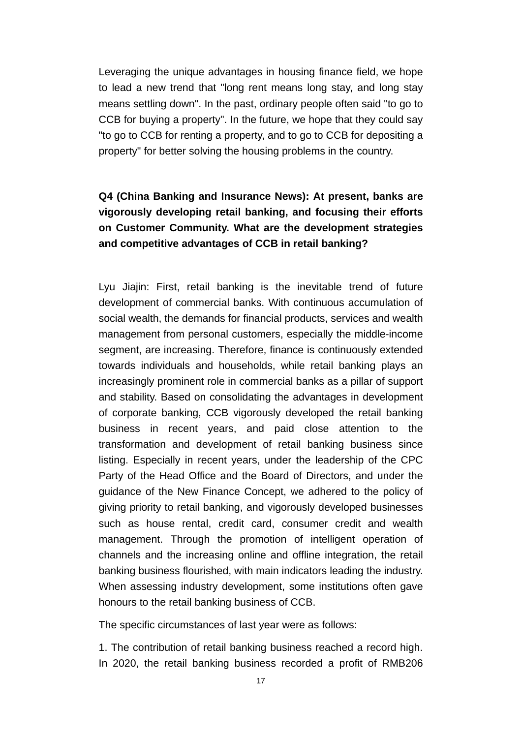Leveraging the unique advantages in housing finance field, we hope to lead a new trend that "long rent means long stay, and long stay means settling down". In the past, ordinary people often said "to go to CCB for buying a property". In the future, we hope that they could say "to go to CCB for renting a property, and to go to CCB for depositing a property" for better solving the housing problems in the country.

**Q4 (China Banking and Insurance News): At present, banks are vigorously developing retail banking, and focusing their efforts on Customer Community. What are the development strategies and competitive advantages of CCB in retail banking?**

Lyu Jiajin: First, retail banking is the inevitable trend of future development of commercial banks. With continuous accumulation of social wealth, the demands for financial products, services and wealth management from personal customers, especially the middle-income segment, are increasing. Therefore, finance is continuously extended towards individuals and households, while retail banking plays an increasingly prominent role in commercial banks as a pillar of support and stability. Based on consolidating the advantages in development of corporate banking, CCB vigorously developed the retail banking business in recent years, and paid close attention to the transformation and development of retail banking business since listing. Especially in recent years, under the leadership of the CPC Party of the Head Office and the Board of Directors, and under the guidance of the New Finance Concept, we adhered to the policy of giving priority to retail banking, and vigorously developed businesses such as house rental, credit card, consumer credit and wealth management. Through the promotion of intelligent operation of channels and the increasing online and offline integration, the retail banking business flourished, with main indicators leading the industry. When assessing industry development, some institutions often gave honours to the retail banking business of CCB.

The specific circumstances of last year were as follows:

1. The contribution of retail banking business reached a record high. In 2020, the retail banking business recorded a profit of RMB206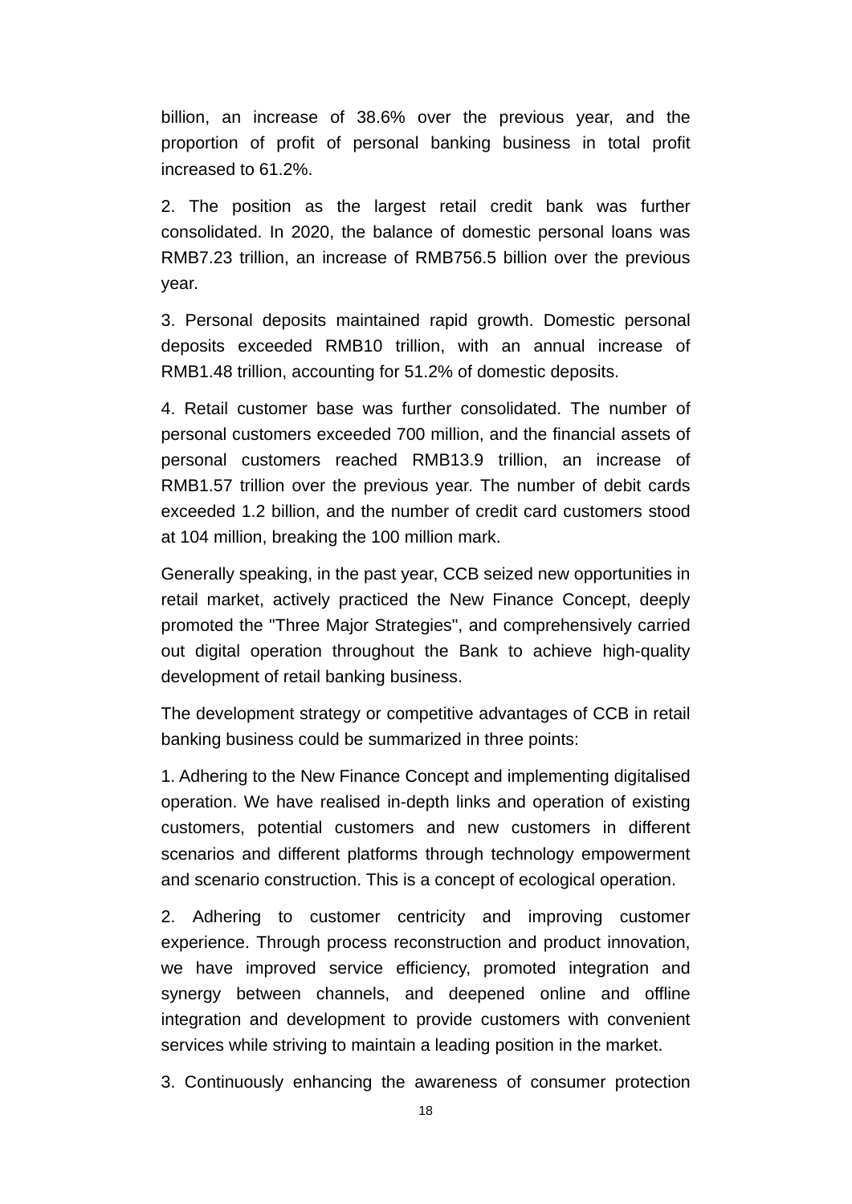billion, an increase of 38.6% over the previous year, and the proportion of profit of personal banking business in total profit increased to 61.2%.

2. The position as the largest retail credit bank was further consolidated. In 2020, the balance of domestic personal loans was RMB7.23 trillion, an increase of RMB756.5 billion over the previous year.

3. Personal deposits maintained rapid growth. Domestic personal deposits exceeded RMB10 trillion, with an annual increase of RMB1.48 trillion, accounting for 51.2% of domestic deposits.

4. Retail customer base was further consolidated. The number of personal customers exceeded 700 million, and the financial assets of personal customers reached RMB13.9 trillion, an increase of RMB1.57 trillion over the previous year. The number of debit cards exceeded 1.2 billion, and the number of credit card customers stood at 104 million, breaking the 100 million mark.

Generally speaking, in the past year, CCB seized new opportunities in retail market, actively practiced the New Finance Concept, deeply promoted the "Three Major Strategies", and comprehensively carried out digital operation throughout the Bank to achieve high-quality development of retail banking business.

The development strategy or competitive advantages of CCB in retail banking business could be summarized in three points:

1. Adhering to the New Finance Concept and implementing digitalised operation. We have realised in-depth links and operation of existing customers, potential customers and new customers in different scenarios and different platforms through technology empowerment and scenario construction. This is a concept of ecological operation.

2. Adhering to customer centricity and improving customer experience. Through process reconstruction and product innovation, we have improved service efficiency, promoted integration and synergy between channels, and deepened online and offline integration and development to provide customers with convenient services while striving to maintain a leading position in the market.

3. Continuously enhancing the awareness of consumer protection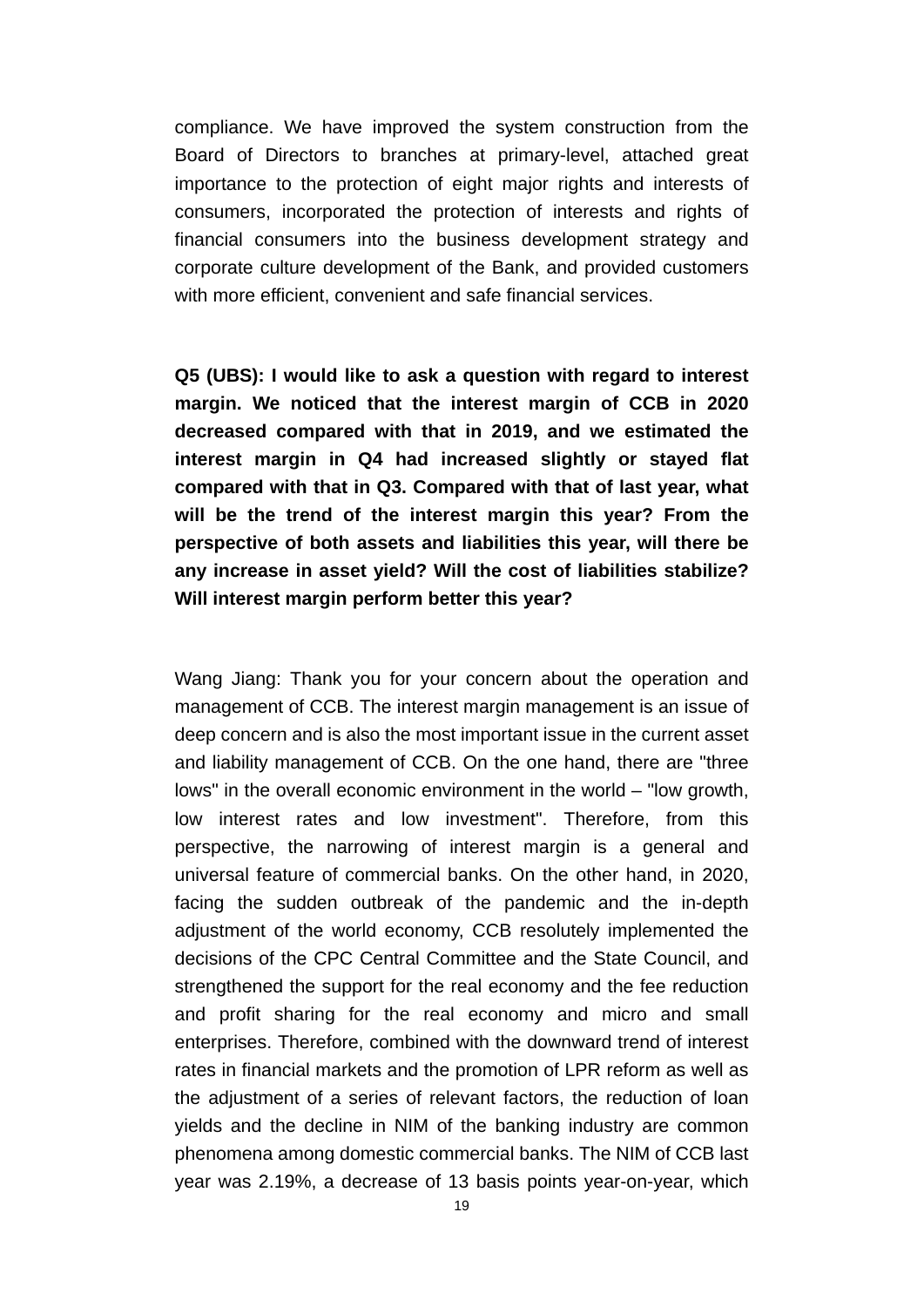compliance. We have improved the system construction from the Board of Directors to branches at primary-level, attached great importance to the protection of eight major rights and interests of consumers, incorporated the protection of interests and rights of financial consumers into the business development strategy and corporate culture development of the Bank, and provided customers with more efficient, convenient and safe financial services.

**Q5 (UBS): I would like to ask a question with regard to interest margin. We noticed that the interest margin of CCB in 2020 decreased compared with that in 2019, and we estimated the interest margin in Q4 had increased slightly or stayed flat compared with that in Q3. Compared with that of last year, what will be the trend of the interest margin this year? From the perspective of both assets and liabilities this year, will there be any increase in asset yield? Will the cost of liabilities stabilize? Will interest margin perform better this year?**

Wang Jiang: Thank you for your concern about the operation and management of CCB. The interest margin management is an issue of deep concern and is also the most important issue in the current asset and liability management of CCB. On the one hand, there are "three lows" in the overall economic environment in the world – "low growth, low interest rates and low investment". Therefore, from this perspective, the narrowing of interest margin is a general and universal feature of commercial banks. On the other hand, in 2020, facing the sudden outbreak of the pandemic and the in-depth adjustment of the world economy, CCB resolutely implemented the decisions of the CPC Central Committee and the State Council, and strengthened the support for the real economy and the fee reduction and profit sharing for the real economy and micro and small enterprises. Therefore, combined with the downward trend of interest rates in financial markets and the promotion of LPR reform as well as the adjustment of a series of relevant factors, the reduction of loan yields and the decline in NIM of the banking industry are common phenomena among domestic commercial banks. The NIM of CCB last year was 2.19%, a decrease of 13 basis points year-on-year, which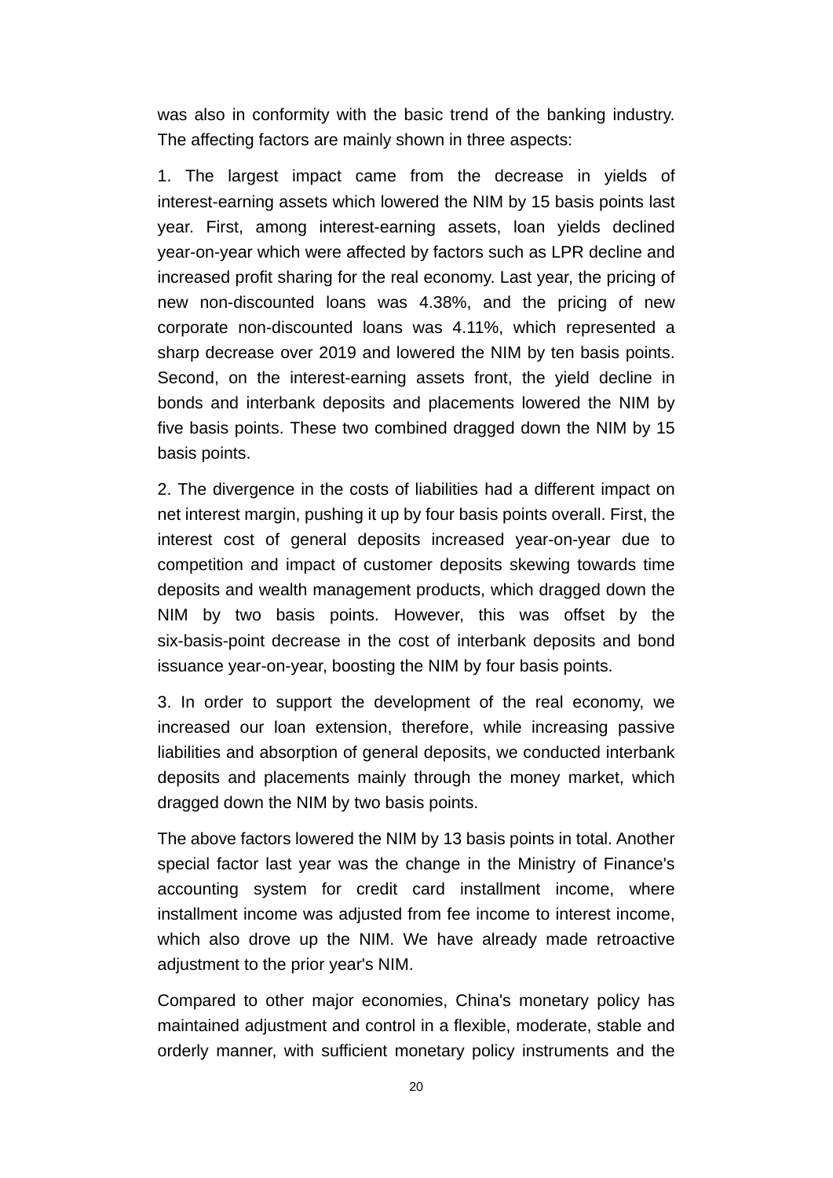was also in conformity with the basic trend of the banking industry. The affecting factors are mainly shown in three aspects:

1. The largest impact came from the decrease in yields of interest-earning assets which lowered the NIM by 15 basis points last year. First, among interest-earning assets, loan yields declined year-on-year which were affected by factors such as LPR decline and increased profit sharing for the real economy. Last year, the pricing of new non-discounted loans was 4.38%, and the pricing of new corporate non-discounted loans was 4.11%, which represented a sharp decrease over 2019 and lowered the NIM by ten basis points. Second, on the interest-earning assets front, the yield decline in bonds and interbank deposits and placements lowered the NIM by five basis points. These two combined dragged down the NIM by 15 basis points.

2. The divergence in the costs of liabilities had a different impact on net interest margin, pushing it up by four basis points overall. First, the interest cost of general deposits increased year-on-year due to competition and impact of customer deposits skewing towards time deposits and wealth management products, which dragged down the NIM by two basis points. However, this was offset by the six-basis-point decrease in the cost of interbank deposits and bond issuance year-on-year, boosting the NIM by four basis points.

3. In order to support the development of the real economy, we increased our loan extension, therefore, while increasing passive liabilities and absorption of general deposits, we conducted interbank deposits and placements mainly through the money market, which dragged down the NIM by two basis points.

The above factors lowered the NIM by 13 basis points in total. Another special factor last year was the change in the Ministry of Finance's accounting system for credit card installment income, where installment income was adjusted from fee income to interest income, which also drove up the NIM. We have already made retroactive adjustment to the prior year's NIM.

Compared to other major economies, China's monetary policy has maintained adjustment and control in a flexible, moderate, stable and orderly manner, with sufficient monetary policy instruments and the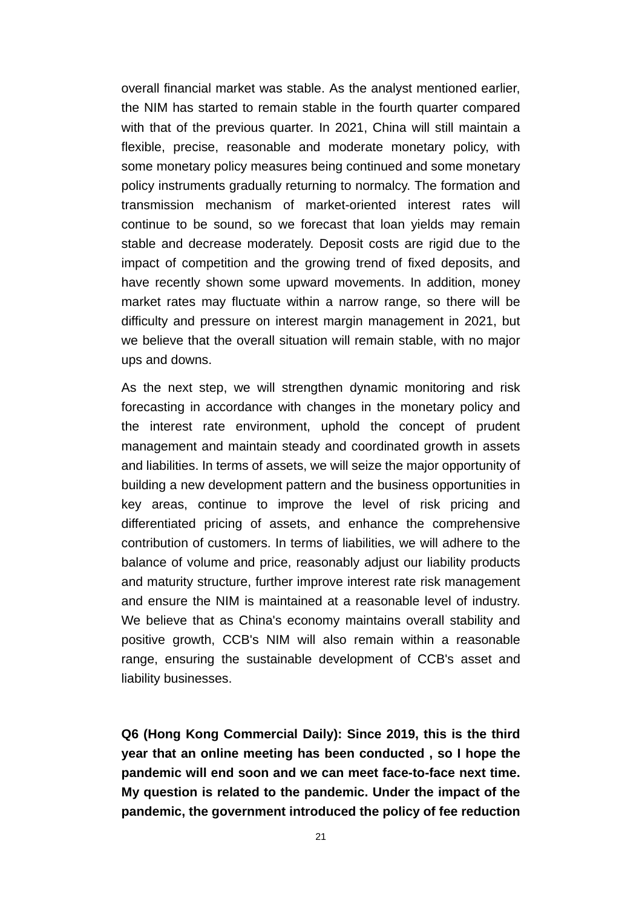overall financial market was stable. As the analyst mentioned earlier, the NIM has started to remain stable in the fourth quarter compared with that of the previous quarter. In 2021, China will still maintain a flexible, precise, reasonable and moderate monetary policy, with some monetary policy measures being continued and some monetary policy instruments gradually returning to normalcy. The formation and transmission mechanism of market-oriented interest rates will continue to be sound, so we forecast that loan yields may remain stable and decrease moderately. Deposit costs are rigid due to the impact of competition and the growing trend of fixed deposits, and have recently shown some upward movements. In addition, money market rates may fluctuate within a narrow range, so there will be difficulty and pressure on interest margin management in 2021, but we believe that the overall situation will remain stable, with no major ups and downs.

As the next step, we will strengthen dynamic monitoring and risk forecasting in accordance with changes in the monetary policy and the interest rate environment, uphold the concept of prudent management and maintain steady and coordinated growth in assets and liabilities. In terms of assets, we will seize the major opportunity of building a new development pattern and the business opportunities in key areas, continue to improve the level of risk pricing and differentiated pricing of assets, and enhance the comprehensive contribution of customers. In terms of liabilities, we will adhere to the balance of volume and price, reasonably adjust our liability products and maturity structure, further improve interest rate risk management and ensure the NIM is maintained at a reasonable level of industry. We believe that as China's economy maintains overall stability and positive growth, CCB's NIM will also remain within a reasonable range, ensuring the sustainable development of CCB's asset and liability businesses.

**Q6 (Hong Kong Commercial Daily): Since 2019, this is the third year that an online meeting has been conducted , so I hope the pandemic will end soon and we can meet face-to-face next time. My question is related to the pandemic. Under the impact of the pandemic, the government introduced the policy of fee reduction**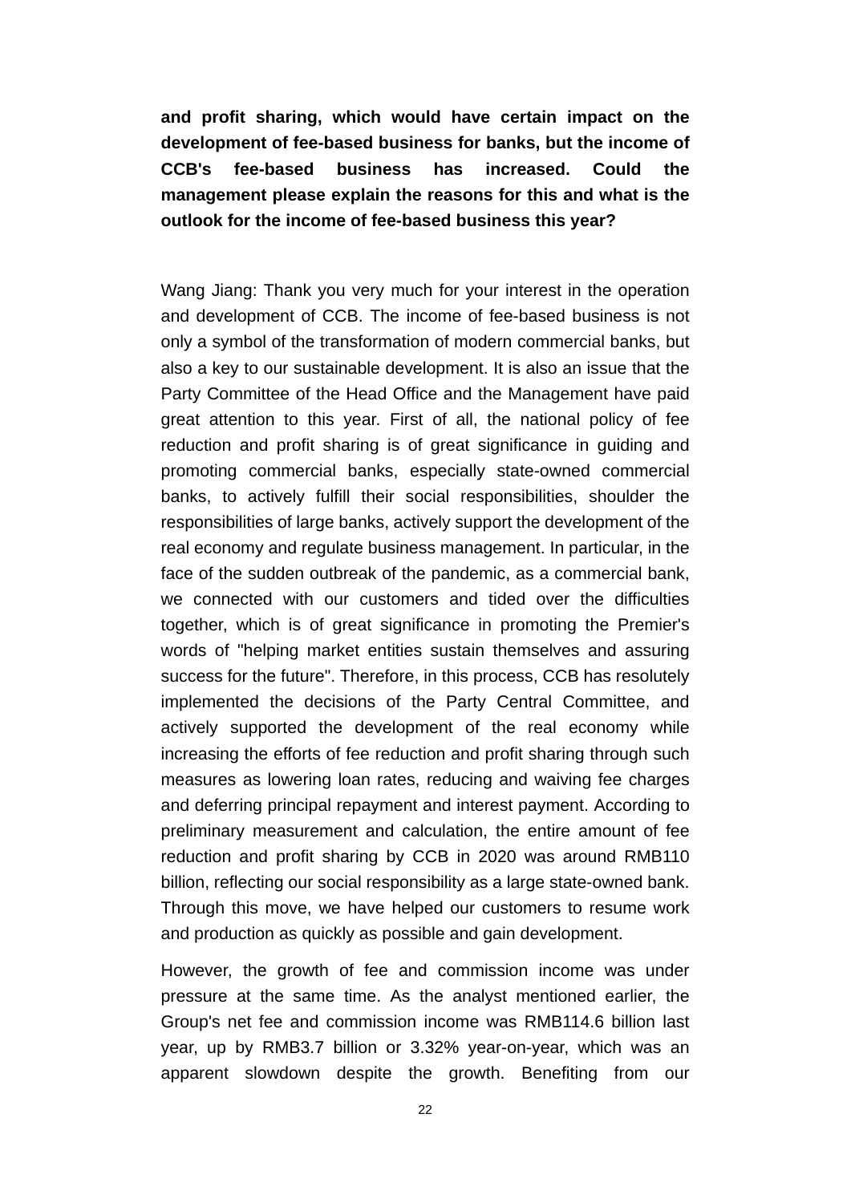**and profit sharing, which would have certain impact on the development of fee-based business for banks, but the income of CCB's fee-based business has increased. Could the management please explain the reasons for this and what is the outlook for the income of fee-based business this year?**

Wang Jiang: Thank you very much for your interest in the operation and development of CCB. The income of fee-based business is not only a symbol of the transformation of modern commercial banks, but also a key to our sustainable development. It is also an issue that the Party Committee of the Head Office and the Management have paid great attention to this year. First of all, the national policy of fee reduction and profit sharing is of great significance in guiding and promoting commercial banks, especially state-owned commercial banks, to actively fulfill their social responsibilities, shoulder the responsibilities of large banks, actively support the development of the real economy and regulate business management. In particular, in the face of the sudden outbreak of the pandemic, as a commercial bank, we connected with our customers and tided over the difficulties together, which is of great significance in promoting the Premier's words of "helping market entities sustain themselves and assuring success for the future". Therefore, in this process, CCB has resolutely implemented the decisions of the Party Central Committee, and actively supported the development of the real economy while increasing the efforts of fee reduction and profit sharing through such measures as lowering loan rates, reducing and waiving fee charges and deferring principal repayment and interest payment. According to preliminary measurement and calculation, the entire amount of fee reduction and profit sharing by CCB in 2020 was around RMB110 billion, reflecting our social responsibility as a large state-owned bank. Through this move, we have helped our customers to resume work and production as quickly as possible and gain development.

However, the growth of fee and commission income was under pressure at the same time. As the analyst mentioned earlier, the Group's net fee and commission income was RMB114.6 billion last year, up by RMB3.7 billion or 3.32% year-on-year, which was an apparent slowdown despite the growth. Benefiting from our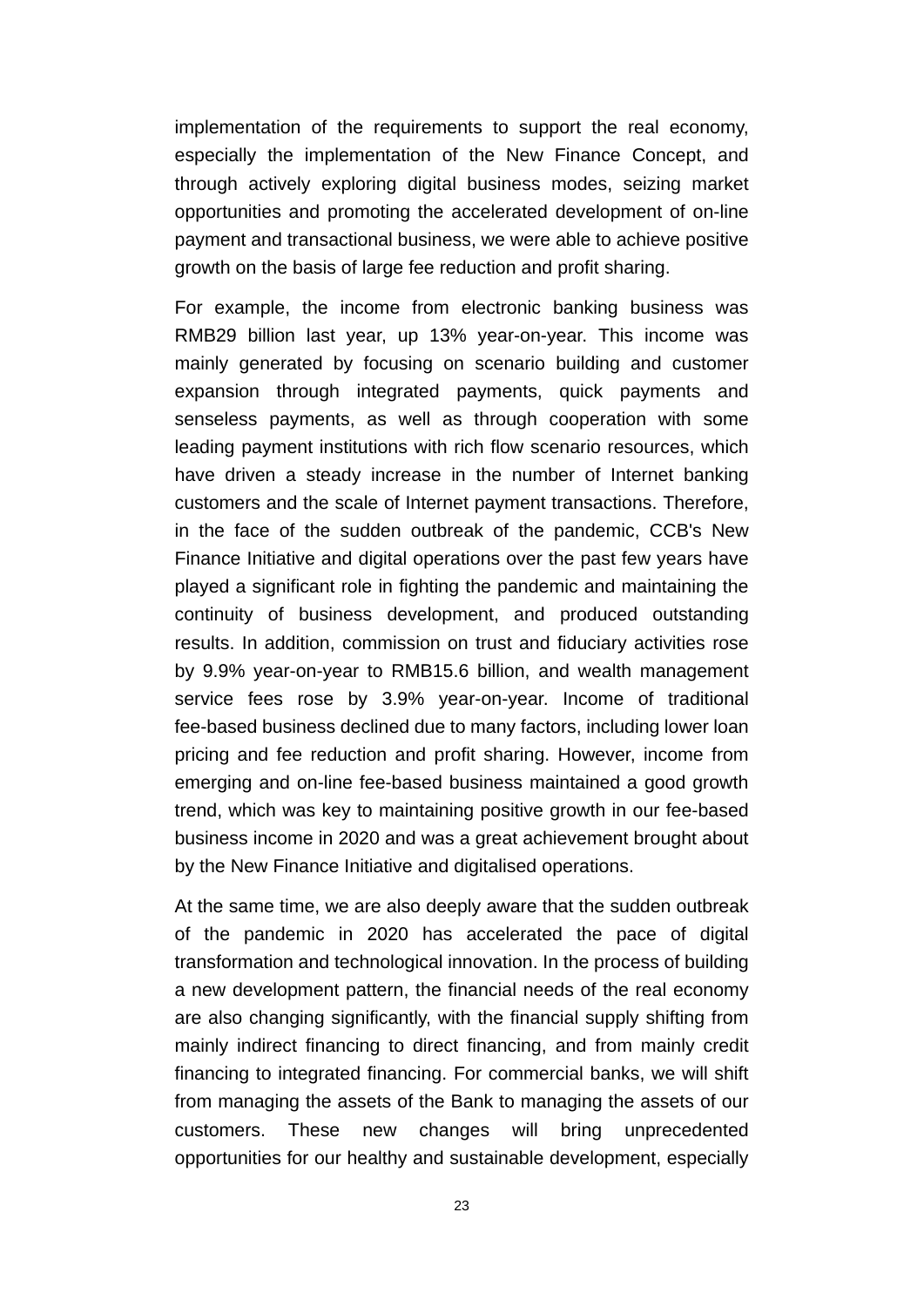implementation of the requirements to support the real economy, especially the implementation of the New Finance Concept, and through actively exploring digital business modes, seizing market opportunities and promoting the accelerated development of on-line payment and transactional business, we were able to achieve positive growth on the basis of large fee reduction and profit sharing.

For example, the income from electronic banking business was RMB29 billion last year, up 13% year-on-year. This income was mainly generated by focusing on scenario building and customer expansion through integrated payments, quick payments and senseless payments, as well as through cooperation with some leading payment institutions with rich flow scenario resources, which have driven a steady increase in the number of Internet banking customers and the scale of Internet payment transactions. Therefore, in the face of the sudden outbreak of the pandemic, CCB's New Finance Initiative and digital operations over the past few years have played a significant role in fighting the pandemic and maintaining the continuity of business development, and produced outstanding results. In addition, commission on trust and fiduciary activities rose by 9.9% year-on-year to RMB15.6 billion, and wealth management service fees rose by 3.9% year-on-year. Income of traditional fee-based business declined due to many factors, including lower loan pricing and fee reduction and profit sharing. However, income from emerging and on-line fee-based business maintained a good growth trend, which was key to maintaining positive growth in our fee-based business income in 2020 and was a great achievement brought about by the New Finance Initiative and digitalised operations.

At the same time, we are also deeply aware that the sudden outbreak of the pandemic in 2020 has accelerated the pace of digital transformation and technological innovation. In the process of building a new development pattern, the financial needs of the real economy are also changing significantly, with the financial supply shifting from mainly indirect financing to direct financing, and from mainly credit financing to integrated financing. For commercial banks, we will shift from managing the assets of the Bank to managing the assets of our customers. These new changes will bring unprecedented opportunities for our healthy and sustainable development, especially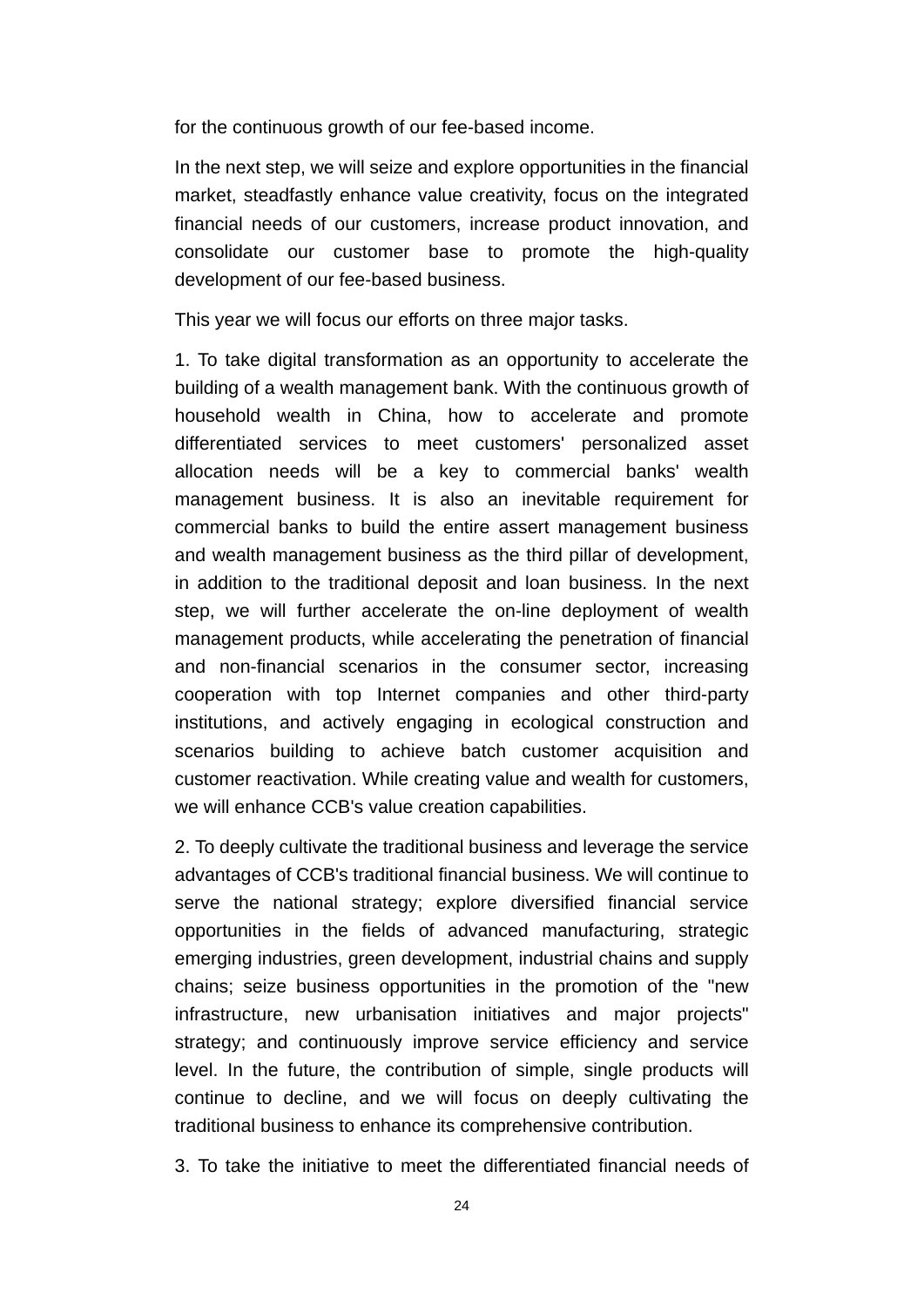for the continuous growth of our fee-based income.

In the next step, we will seize and explore opportunities in the financial market, steadfastly enhance value creativity, focus on the integrated financial needs of our customers, increase product innovation, and consolidate our customer base to promote the high-quality development of our fee-based business.

This year we will focus our efforts on three major tasks.

1. To take digital transformation as an opportunity to accelerate the building of a wealth management bank. With the continuous growth of household wealth in China, how to accelerate and promote differentiated services to meet customers' personalized asset allocation needs will be a key to commercial banks' wealth management business. It is also an inevitable requirement for commercial banks to build the entire assert management business and wealth management business as the third pillar of development, in addition to the traditional deposit and loan business. In the next step, we will further accelerate the on-line deployment of wealth management products, while accelerating the penetration of financial and non-financial scenarios in the consumer sector, increasing cooperation with top Internet companies and other third-party institutions, and actively engaging in ecological construction and scenarios building to achieve batch customer acquisition and customer reactivation. While creating value and wealth for customers, we will enhance CCB's value creation capabilities.

2. To deeply cultivate the traditional business and leverage the service advantages of CCB's traditional financial business. We will continue to serve the national strategy; explore diversified financial service opportunities in the fields of advanced manufacturing, strategic emerging industries, green development, industrial chains and supply chains; seize business opportunities in the promotion of the "new infrastructure, new urbanisation initiatives and major projects" strategy; and continuously improve service efficiency and service level. In the future, the contribution of simple, single products will continue to decline, and we will focus on deeply cultivating the traditional business to enhance its comprehensive contribution.

3. To take the initiative to meet the differentiated financial needs of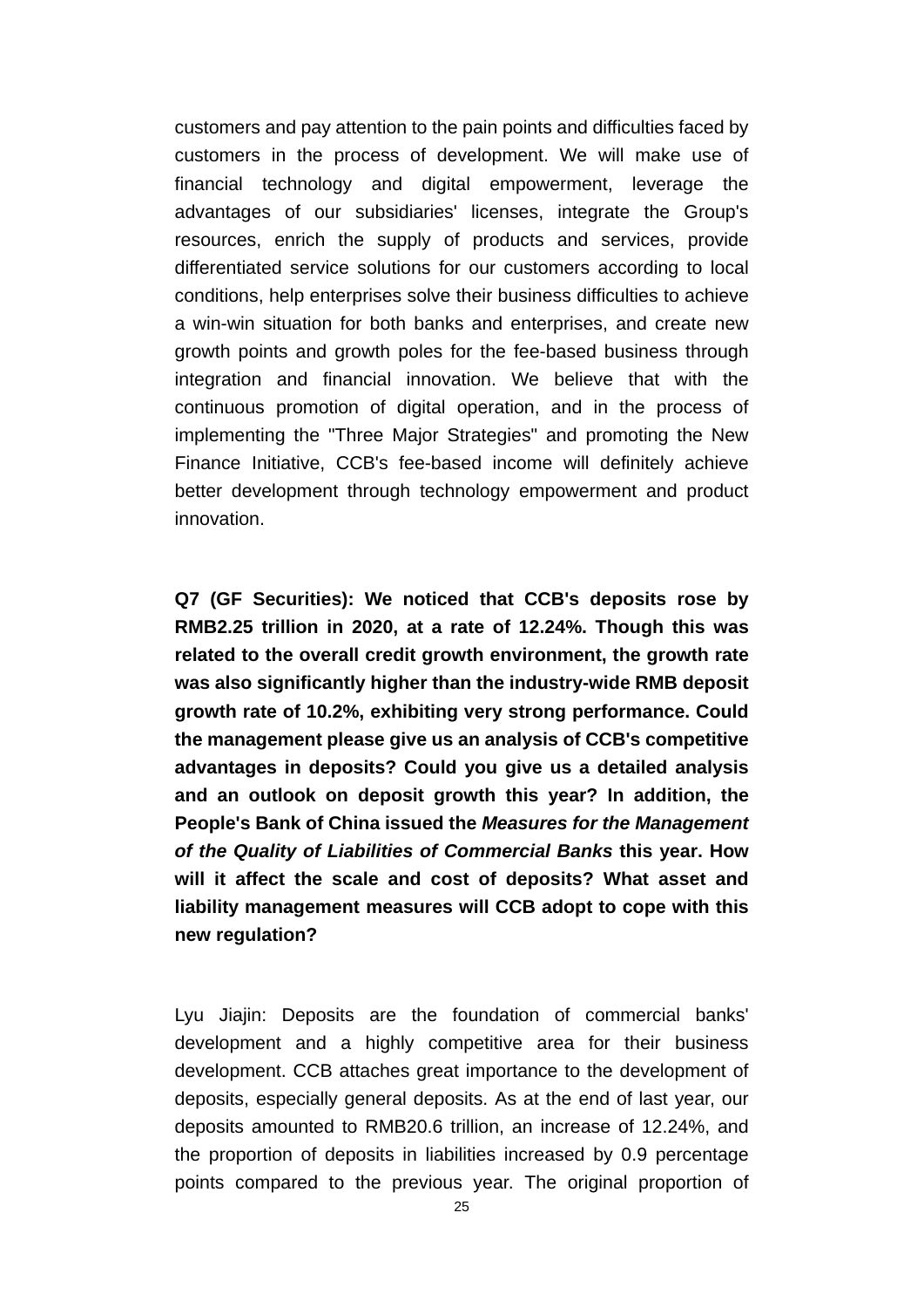customers and pay attention to the pain points and difficulties faced by customers in the process of development. We will make use of financial technology and digital empowerment, leverage the advantages of our subsidiaries' licenses, integrate the Group's resources, enrich the supply of products and services, provide differentiated service solutions for our customers according to local conditions, help enterprises solve their business difficulties to achieve a win-win situation for both banks and enterprises, and create new growth points and growth poles for the fee-based business through integration and financial innovation. We believe that with the continuous promotion of digital operation, and in the process of implementing the "Three Major Strategies" and promoting the New Finance Initiative, CCB's fee-based income will definitely achieve better development through technology empowerment and product innovation.

**Q7 (GF Securities): We noticed that CCB's deposits rose by RMB2.25 trillion in 2020, at a rate of 12.24%. Though this was related to the overall credit growth environment, the growth rate was also significantly higher than the industry-wide RMB deposit growth rate of 10.2%, exhibiting very strong performance. Could the management please give us an analysis of CCB's competitive advantages in deposits? Could you give us a detailed analysis and an outlook on deposit growth this year? In addition, the People's Bank of China issued the *Measures for the Management of the Quality of Liabilities of Commercial Banks* this year. How will it affect the scale and cost of deposits? What asset and liability management measures will CCB adopt to cope with this new regulation?**

Lyu Jiajin: Deposits are the foundation of commercial banks' development and a highly competitive area for their business development. CCB attaches great importance to the development of deposits, especially general deposits. As at the end of last year, our deposits amounted to RMB20.6 trillion, an increase of 12.24%, and the proportion of deposits in liabilities increased by 0.9 percentage points compared to the previous year. The original proportion of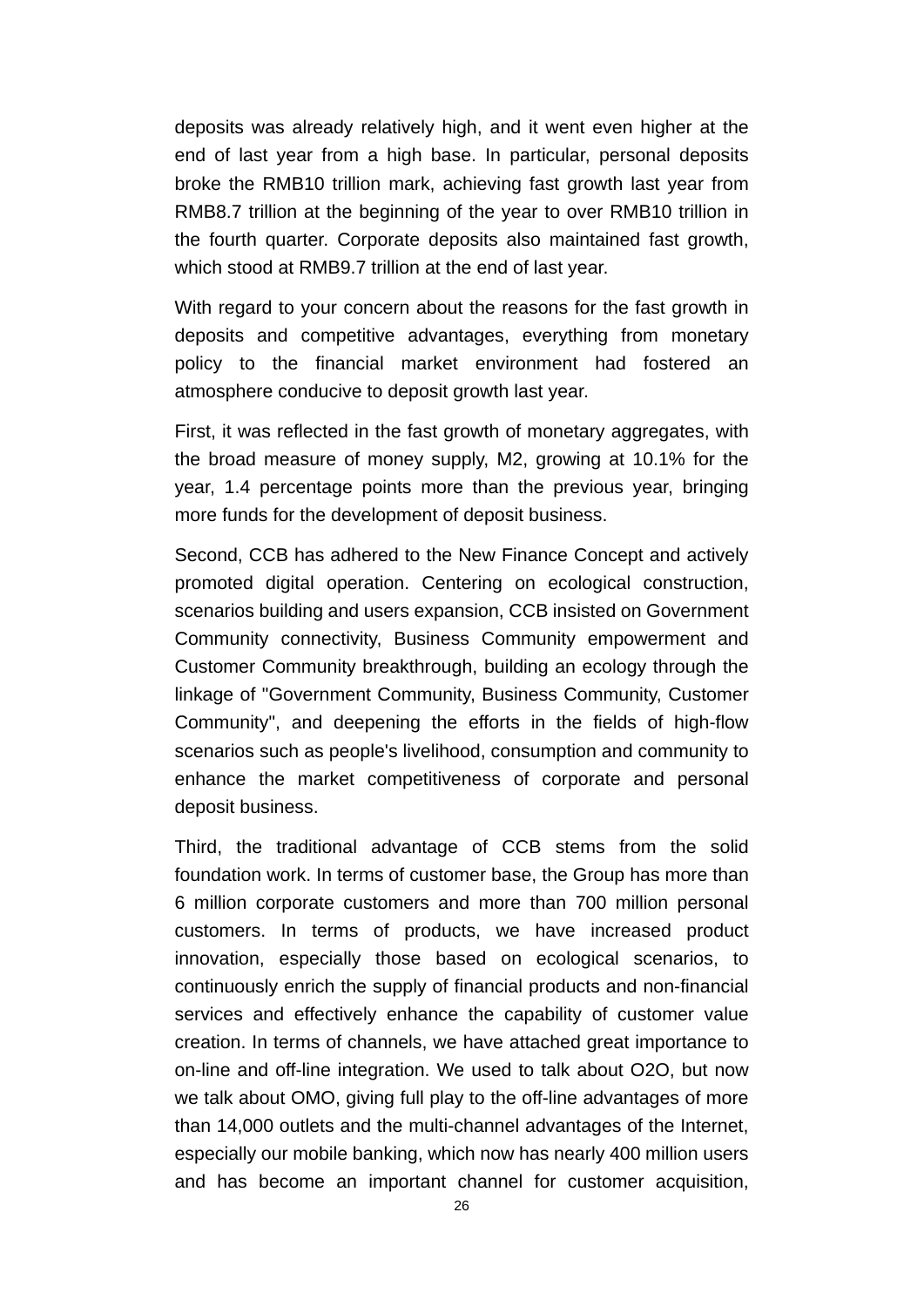deposits was already relatively high, and it went even higher at the end of last year from a high base. In particular, personal deposits broke the RMB10 trillion mark, achieving fast growth last year from RMB8.7 trillion at the beginning of the year to over RMB10 trillion in the fourth quarter. Corporate deposits also maintained fast growth, which stood at RMB9.7 trillion at the end of last year.

With regard to your concern about the reasons for the fast growth in deposits and competitive advantages, everything from monetary policy to the financial market environment had fostered an atmosphere conducive to deposit growth last year.

First, it was reflected in the fast growth of monetary aggregates, with the broad measure of money supply, M2, growing at 10.1% for the year, 1.4 percentage points more than the previous year, bringing more funds for the development of deposit business.

Second, CCB has adhered to the New Finance Concept and actively promoted digital operation. Centering on ecological construction, scenarios building and users expansion, CCB insisted on Government Community connectivity, Business Community empowerment and Customer Community breakthrough, building an ecology through the linkage of "Government Community, Business Community, Customer Community", and deepening the efforts in the fields of high-flow scenarios such as people's livelihood, consumption and community to enhance the market competitiveness of corporate and personal deposit business.

Third, the traditional advantage of CCB stems from the solid foundation work. In terms of customer base, the Group has more than 6 million corporate customers and more than 700 million personal customers. In terms of products, we have increased product innovation, especially those based on ecological scenarios, to continuously enrich the supply of financial products and non-financial services and effectively enhance the capability of customer value creation. In terms of channels, we have attached great importance to on-line and off-line integration. We used to talk about O2O, but now we talk about OMO, giving full play to the off-line advantages of more than 14,000 outlets and the multi-channel advantages of the Internet, especially our mobile banking, which now has nearly 400 million users and has become an important channel for customer acquisition,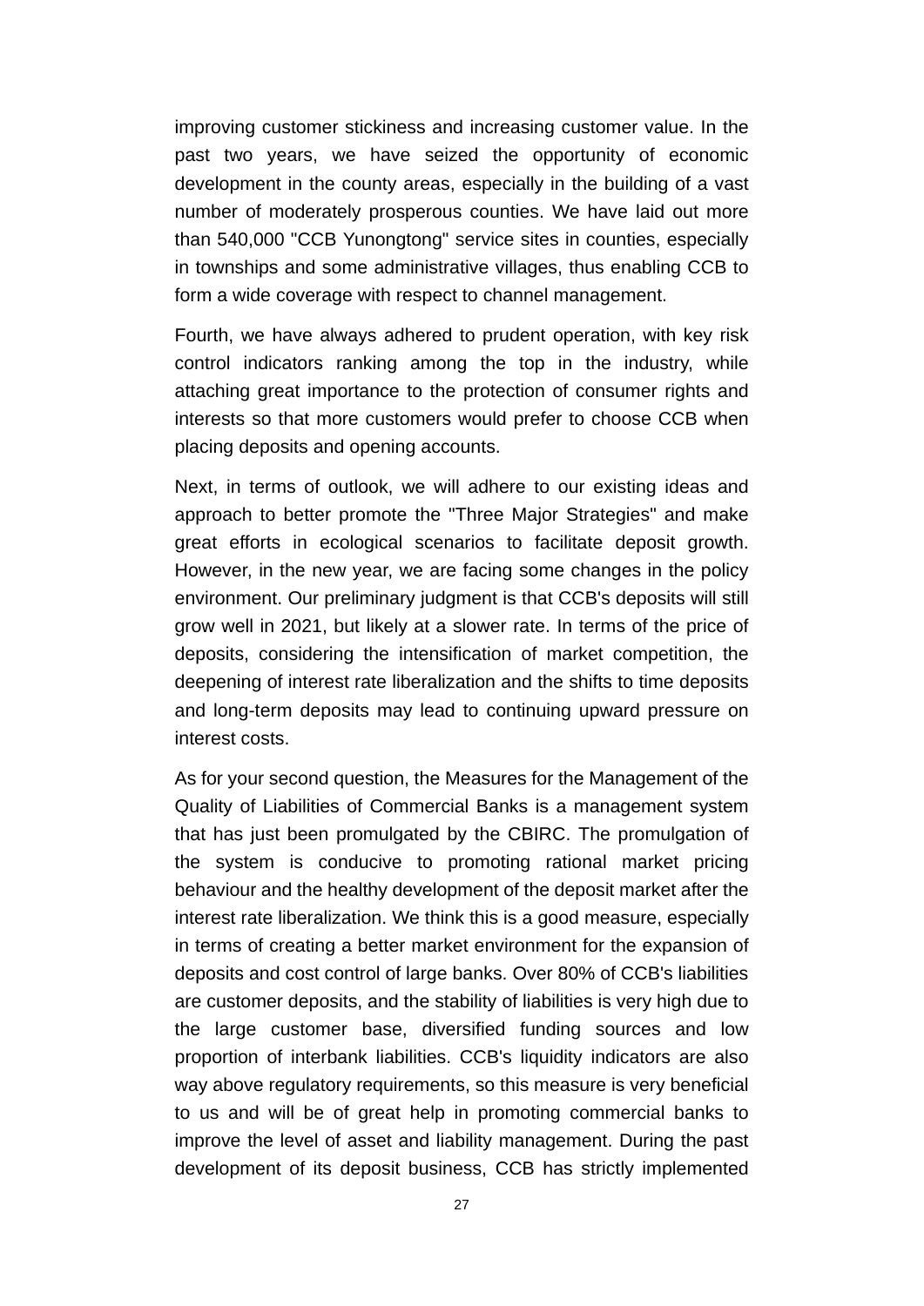improving customer stickiness and increasing customer value. In the past two years, we have seized the opportunity of economic development in the county areas, especially in the building of a vast number of moderately prosperous counties. We have laid out more than 540,000 "CCB Yunongtong" service sites in counties, especially in townships and some administrative villages, thus enabling CCB to form a wide coverage with respect to channel management.

Fourth, we have always adhered to prudent operation, with key risk control indicators ranking among the top in the industry, while attaching great importance to the protection of consumer rights and interests so that more customers would prefer to choose CCB when placing deposits and opening accounts.

Next, in terms of outlook, we will adhere to our existing ideas and approach to better promote the "Three Major Strategies" and make great efforts in ecological scenarios to facilitate deposit growth. However, in the new year, we are facing some changes in the policy environment. Our preliminary judgment is that CCB's deposits will still grow well in 2021, but likely at a slower rate. In terms of the price of deposits, considering the intensification of market competition, the deepening of interest rate liberalization and the shifts to time deposits and long-term deposits may lead to continuing upward pressure on interest costs.

As for your second question, the Measures for the Management of the Quality of Liabilities of Commercial Banks is a management system that has just been promulgated by the CBIRC. The promulgation of the system is conducive to promoting rational market pricing behaviour and the healthy development of the deposit market after the interest rate liberalization. We think this is a good measure, especially in terms of creating a better market environment for the expansion of deposits and cost control of large banks. Over 80% of CCB's liabilities are customer deposits, and the stability of liabilities is very high due to the large customer base, diversified funding sources and low proportion of interbank liabilities. CCB's liquidity indicators are also way above regulatory requirements, so this measure is very beneficial to us and will be of great help in promoting commercial banks to improve the level of asset and liability management. During the past development of its deposit business, CCB has strictly implemented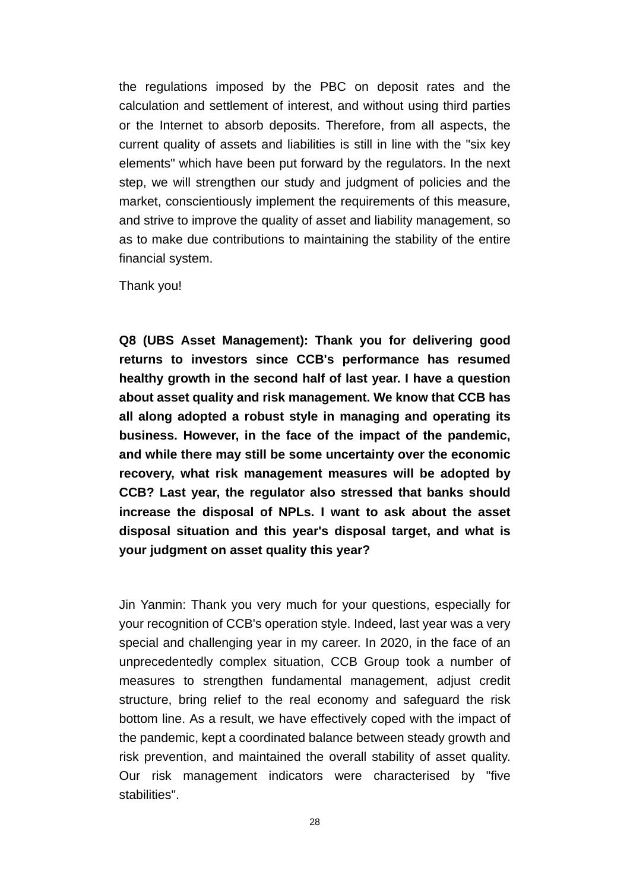the regulations imposed by the PBC on deposit rates and the calculation and settlement of interest, and without using third parties or the Internet to absorb deposits. Therefore, from all aspects, the current quality of assets and liabilities is still in line with the "six key elements" which have been put forward by the regulators. In the next step, we will strengthen our study and judgment of policies and the market, conscientiously implement the requirements of this measure, and strive to improve the quality of asset and liability management, so as to make due contributions to maintaining the stability of the entire financial system.

Thank you!

**Q8 (UBS Asset Management): Thank you for delivering good returns to investors since CCB's performance has resumed healthy growth in the second half of last year. I have a question about asset quality and risk management. We know that CCB has all along adopted a robust style in managing and operating its business. However, in the face of the impact of the pandemic, and while there may still be some uncertainty over the economic recovery, what risk management measures will be adopted by CCB? Last year, the regulator also stressed that banks should increase the disposal of NPLs. I want to ask about the asset disposal situation and this year's disposal target, and what is your judgment on asset quality this year?**

Jin Yanmin: Thank you very much for your questions, especially for your recognition of CCB's operation style. Indeed, last year was a very special and challenging year in my career. In 2020, in the face of an unprecedentedly complex situation, CCB Group took a number of measures to strengthen fundamental management, adjust credit structure, bring relief to the real economy and safeguard the risk bottom line. As a result, we have effectively coped with the impact of the pandemic, kept a coordinated balance between steady growth and risk prevention, and maintained the overall stability of asset quality. Our risk management indicators were characterised by "five stabilities".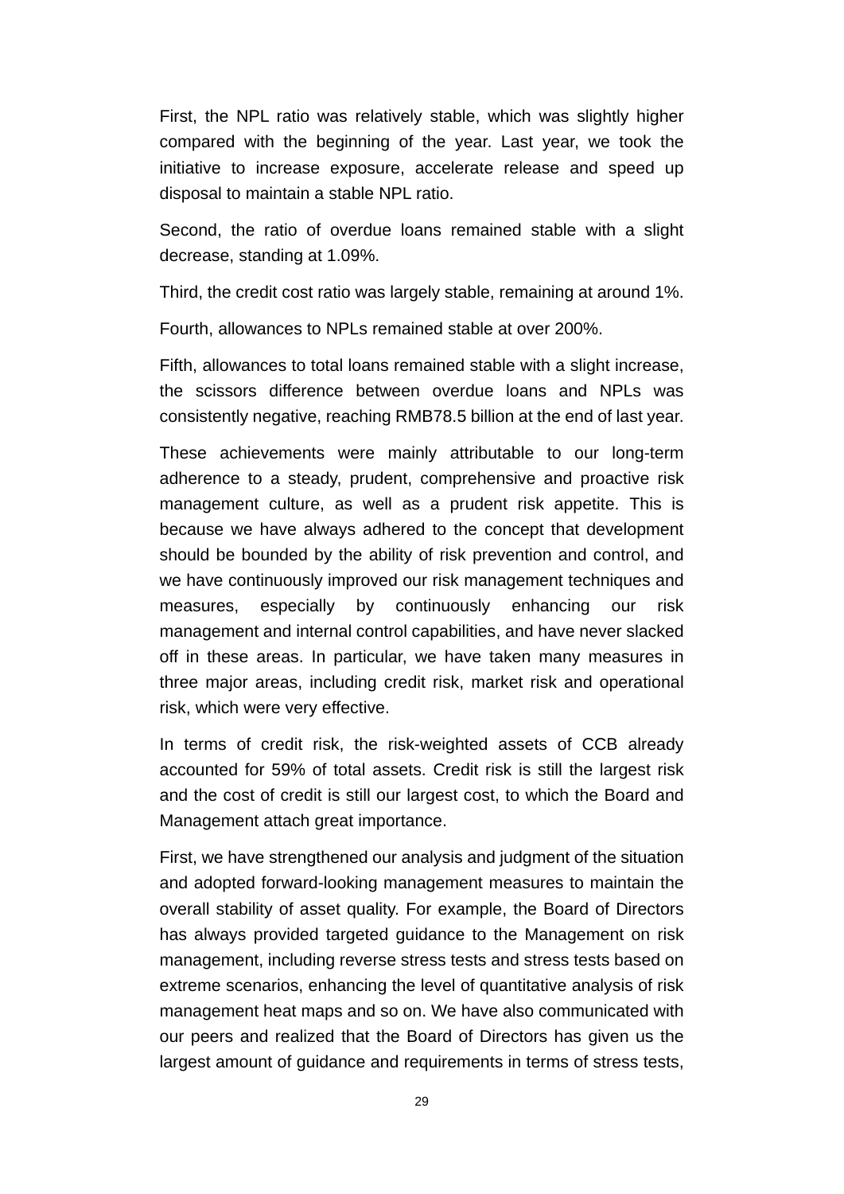First, the NPL ratio was relatively stable, which was slightly higher compared with the beginning of the year. Last year, we took the initiative to increase exposure, accelerate release and speed up disposal to maintain a stable NPL ratio.

Second, the ratio of overdue loans remained stable with a slight decrease, standing at 1.09%.

Third, the credit cost ratio was largely stable, remaining at around 1%.

Fourth, allowances to NPLs remained stable at over 200%.

Fifth, allowances to total loans remained stable with a slight increase, the scissors difference between overdue loans and NPLs was consistently negative, reaching RMB78.5 billion at the end of last year.

These achievements were mainly attributable to our long-term adherence to a steady, prudent, comprehensive and proactive risk management culture, as well as a prudent risk appetite. This is because we have always adhered to the concept that development should be bounded by the ability of risk prevention and control, and we have continuously improved our risk management techniques and measures, especially by continuously enhancing our risk management and internal control capabilities, and have never slacked off in these areas. In particular, we have taken many measures in three major areas, including credit risk, market risk and operational risk, which were very effective.

In terms of credit risk, the risk-weighted assets of CCB already accounted for 59% of total assets. Credit risk is still the largest risk and the cost of credit is still our largest cost, to which the Board and Management attach great importance.

First, we have strengthened our analysis and judgment of the situation and adopted forward-looking management measures to maintain the overall stability of asset quality. For example, the Board of Directors has always provided targeted guidance to the Management on risk management, including reverse stress tests and stress tests based on extreme scenarios, enhancing the level of quantitative analysis of risk management heat maps and so on. We have also communicated with our peers and realized that the Board of Directors has given us the largest amount of guidance and requirements in terms of stress tests,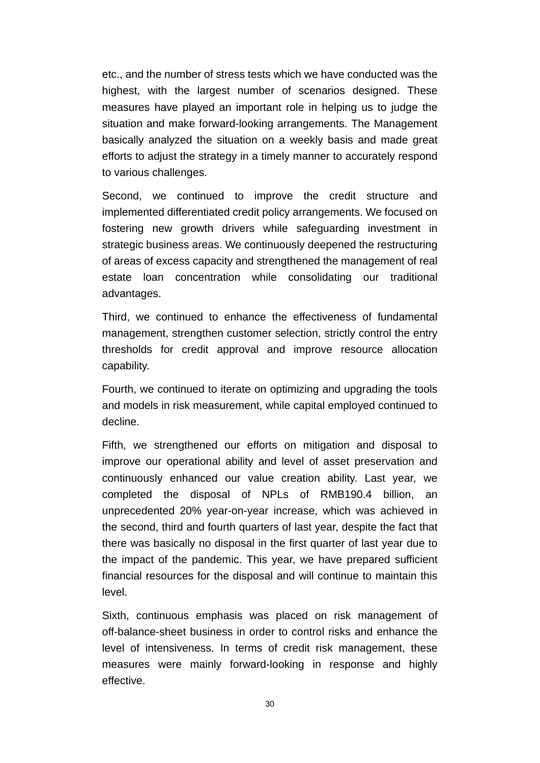etc., and the number of stress tests which we have conducted was the highest, with the largest number of scenarios designed. These measures have played an important role in helping us to judge the situation and make forward-looking arrangements. The Management basically analyzed the situation on a weekly basis and made great efforts to adjust the strategy in a timely manner to accurately respond to various challenges.

Second, we continued to improve the credit structure and implemented differentiated credit policy arrangements. We focused on fostering new growth drivers while safeguarding investment in strategic business areas. We continuously deepened the restructuring of areas of excess capacity and strengthened the management of real estate loan concentration while consolidating our traditional advantages.

Third, we continued to enhance the effectiveness of fundamental management, strengthen customer selection, strictly control the entry thresholds for credit approval and improve resource allocation capability.

Fourth, we continued to iterate on optimizing and upgrading the tools and models in risk measurement, while capital employed continued to decline.

Fifth, we strengthened our efforts on mitigation and disposal to improve our operational ability and level of asset preservation and continuously enhanced our value creation ability. Last year, we completed the disposal of NPLs of RMB190.4 billion, an unprecedented 20% year-on-year increase, which was achieved in the second, third and fourth quarters of last year, despite the fact that there was basically no disposal in the first quarter of last year due to the impact of the pandemic. This year, we have prepared sufficient financial resources for the disposal and will continue to maintain this level.

Sixth, continuous emphasis was placed on risk management of off-balance-sheet business in order to control risks and enhance the level of intensiveness. In terms of credit risk management, these measures were mainly forward-looking in response and highly effective.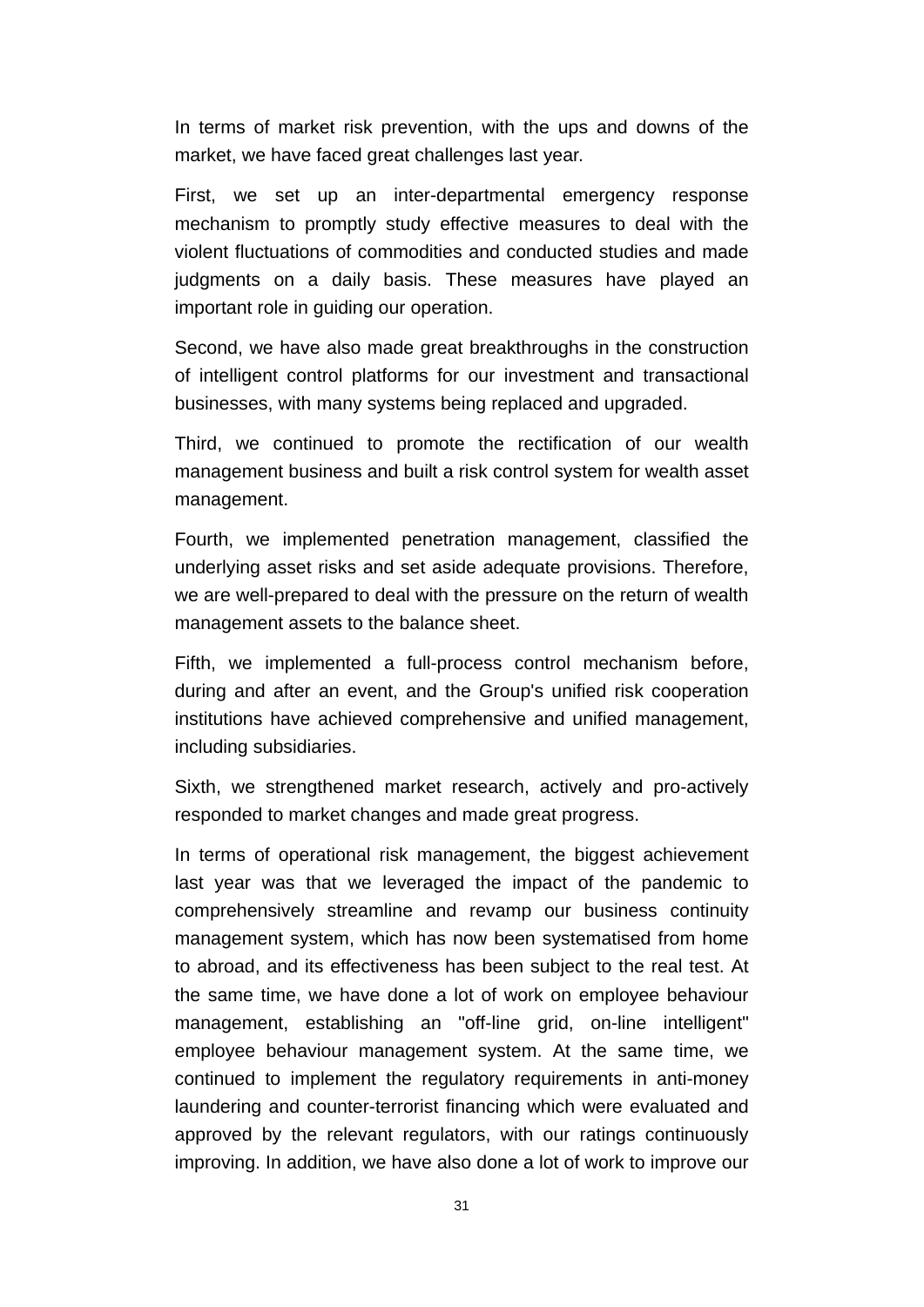In terms of market risk prevention, with the ups and downs of the market, we have faced great challenges last year.

First, we set up an inter-departmental emergency response mechanism to promptly study effective measures to deal with the violent fluctuations of commodities and conducted studies and made judgments on a daily basis. These measures have played an important role in guiding our operation.

Second, we have also made great breakthroughs in the construction of intelligent control platforms for our investment and transactional businesses, with many systems being replaced and upgraded.

Third, we continued to promote the rectification of our wealth management business and built a risk control system for wealth asset management.

Fourth, we implemented penetration management, classified the underlying asset risks and set aside adequate provisions. Therefore, we are well-prepared to deal with the pressure on the return of wealth management assets to the balance sheet.

Fifth, we implemented a full-process control mechanism before, during and after an event, and the Group's unified risk cooperation institutions have achieved comprehensive and unified management, including subsidiaries.

Sixth, we strengthened market research, actively and pro-actively responded to market changes and made great progress.

In terms of operational risk management, the biggest achievement last year was that we leveraged the impact of the pandemic to comprehensively streamline and revamp our business continuity management system, which has now been systematised from home to abroad, and its effectiveness has been subject to the real test. At the same time, we have done a lot of work on employee behaviour management, establishing an "off-line grid, on-line intelligent" employee behaviour management system. At the same time, we continued to implement the regulatory requirements in anti-money laundering and counter-terrorist financing which were evaluated and approved by the relevant regulators, with our ratings continuously improving. In addition, we have also done a lot of work to improve our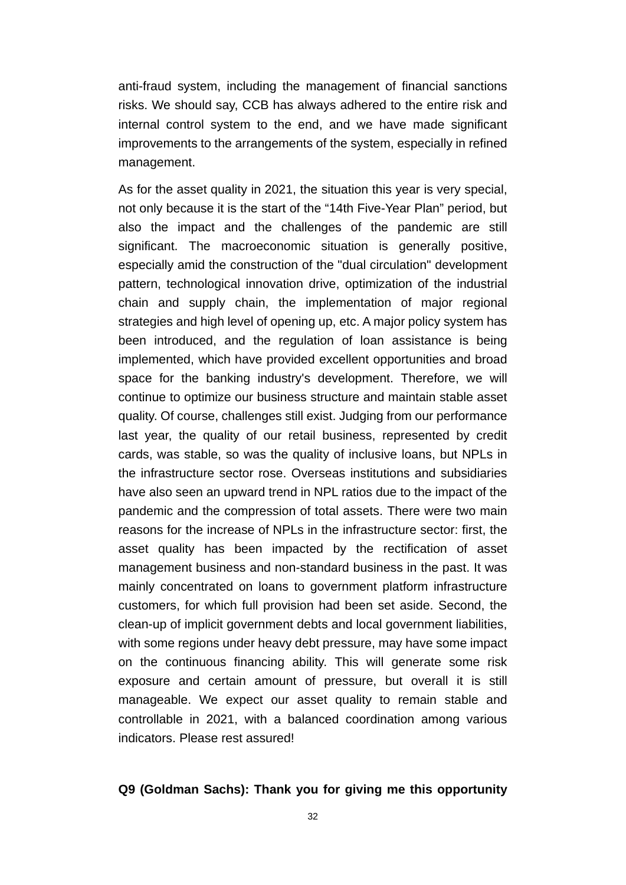anti-fraud system, including the management of financial sanctions risks. We should say, CCB has always adhered to the entire risk and internal control system to the end, and we have made significant improvements to the arrangements of the system, especially in refined management.

As for the asset quality in 2021, the situation this year is very special, not only because it is the start of the “14th Five-Year Plan” period, but also the impact and the challenges of the pandemic are still significant. The macroeconomic situation is generally positive, especially amid the construction of the "dual circulation" development pattern, technological innovation drive, optimization of the industrial chain and supply chain, the implementation of major regional strategies and high level of opening up, etc. A major policy system has been introduced, and the regulation of loan assistance is being implemented, which have provided excellent opportunities and broad space for the banking industry's development. Therefore, we will continue to optimize our business structure and maintain stable asset quality. Of course, challenges still exist. Judging from our performance last year, the quality of our retail business, represented by credit cards, was stable, so was the quality of inclusive loans, but NPLs in the infrastructure sector rose. Overseas institutions and subsidiaries have also seen an upward trend in NPL ratios due to the impact of the pandemic and the compression of total assets. There were two main reasons for the increase of NPLs in the infrastructure sector: first, the asset quality has been impacted by the rectification of asset management business and non-standard business in the past. It was mainly concentrated on loans to government platform infrastructure customers, for which full provision had been set aside. Second, the clean-up of implicit government debts and local government liabilities, with some regions under heavy debt pressure, may have some impact on the continuous financing ability. This will generate some risk exposure and certain amount of pressure, but overall it is still manageable. We expect our asset quality to remain stable and controllable in 2021, with a balanced coordination among various indicators. Please rest assured!

**Q9 (Goldman Sachs): Thank you for giving me this opportunity**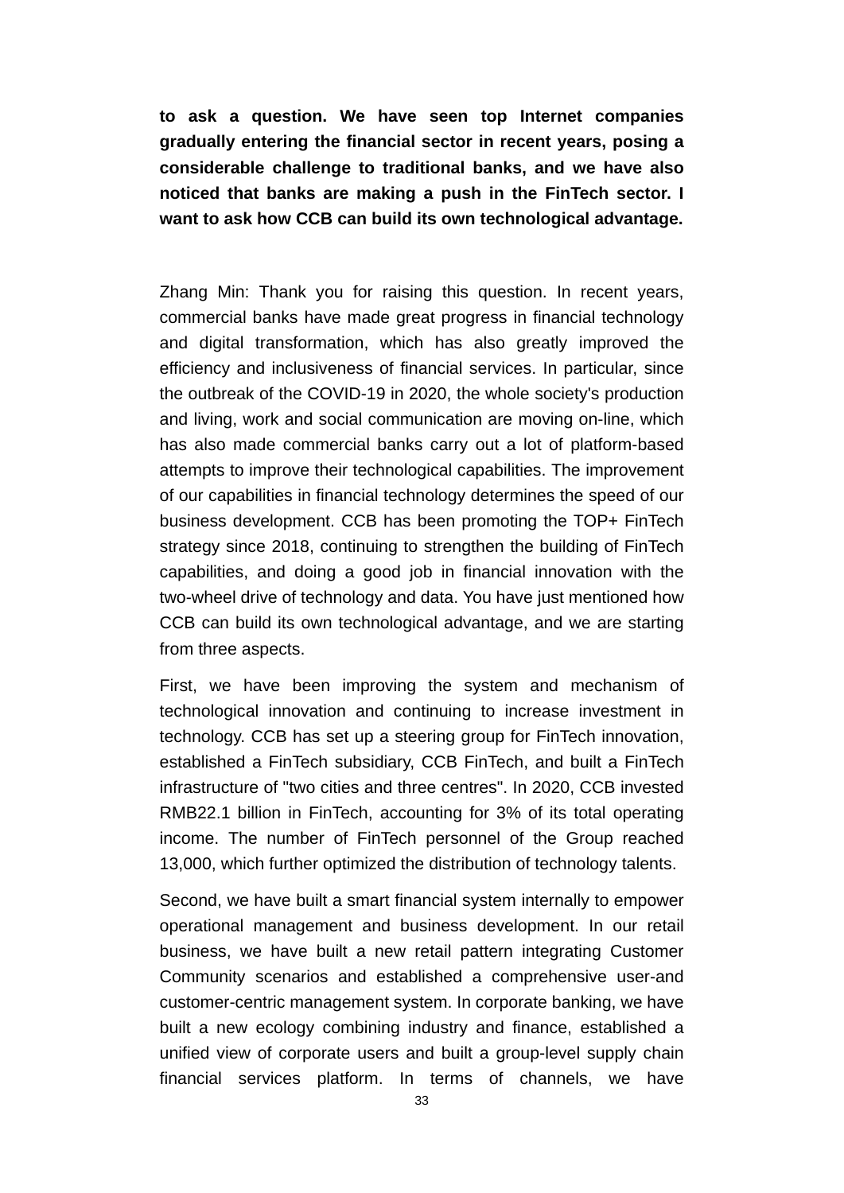**to ask a question. We have seen top Internet companies gradually entering the financial sector in recent years, posing a considerable challenge to traditional banks, and we have also noticed that banks are making a push in the FinTech sector. I want to ask how CCB can build its own technological advantage.**

Zhang Min: Thank you for raising this question. In recent years, commercial banks have made great progress in financial technology and digital transformation, which has also greatly improved the efficiency and inclusiveness of financial services. In particular, since the outbreak of the COVID-19 in 2020, the whole society's production and living, work and social communication are moving on-line, which has also made commercial banks carry out a lot of platform-based attempts to improve their technological capabilities. The improvement of our capabilities in financial technology determines the speed of our business development. CCB has been promoting the TOP+ FinTech strategy since 2018, continuing to strengthen the building of FinTech capabilities, and doing a good job in financial innovation with the two-wheel drive of technology and data. You have just mentioned how CCB can build its own technological advantage, and we are starting from three aspects.

First, we have been improving the system and mechanism of technological innovation and continuing to increase investment in technology. CCB has set up a steering group for FinTech innovation, established a FinTech subsidiary, CCB FinTech, and built a FinTech infrastructure of "two cities and three centres". In 2020, CCB invested RMB22.1 billion in FinTech, accounting for 3% of its total operating income. The number of FinTech personnel of the Group reached 13,000, which further optimized the distribution of technology talents.

Second, we have built a smart financial system internally to empower operational management and business development. In our retail business, we have built a new retail pattern integrating Customer Community scenarios and established a comprehensive user-and customer-centric management system. In corporate banking, we have built a new ecology combining industry and finance, established a unified view of corporate users and built a group-level supply chain financial services platform. In terms of channels, we have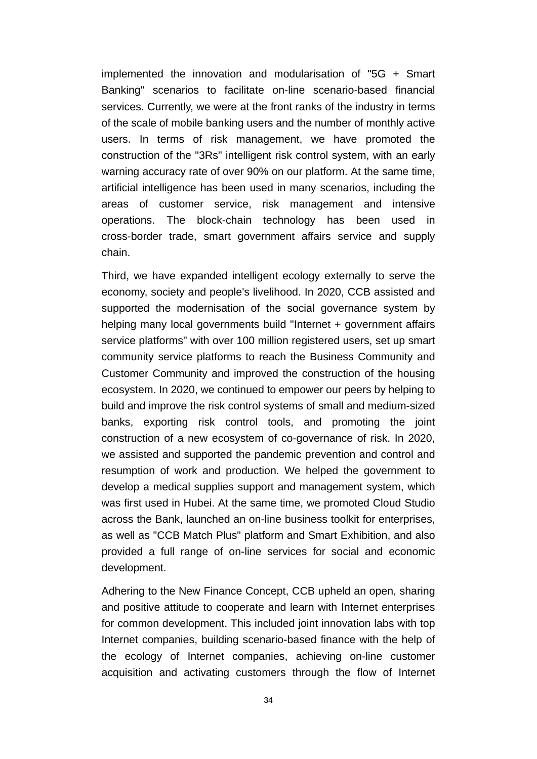implemented the innovation and modularisation of "5G + Smart Banking" scenarios to facilitate on-line scenario-based financial services. Currently, we were at the front ranks of the industry in terms of the scale of mobile banking users and the number of monthly active users. In terms of risk management, we have promoted the construction of the "3Rs" intelligent risk control system, with an early warning accuracy rate of over 90% on our platform. At the same time, artificial intelligence has been used in many scenarios, including the areas of customer service, risk management and intensive operations. The block-chain technology has been used in cross-border trade, smart government affairs service and supply chain.

Third, we have expanded intelligent ecology externally to serve the economy, society and people's livelihood. In 2020, CCB assisted and supported the modernisation of the social governance system by helping many local governments build "Internet + government affairs service platforms" with over 100 million registered users, set up smart community service platforms to reach the Business Community and Customer Community and improved the construction of the housing ecosystem. In 2020, we continued to empower our peers by helping to build and improve the risk control systems of small and medium-sized banks, exporting risk control tools, and promoting the joint construction of a new ecosystem of co-governance of risk. In 2020, we assisted and supported the pandemic prevention and control and resumption of work and production. We helped the government to develop a medical supplies support and management system, which was first used in Hubei. At the same time, we promoted Cloud Studio across the Bank, launched an on-line business toolkit for enterprises, as well as "CCB Match Plus" platform and Smart Exhibition, and also provided a full range of on-line services for social and economic development.

Adhering to the New Finance Concept, CCB upheld an open, sharing and positive attitude to cooperate and learn with Internet enterprises for common development. This included joint innovation labs with top Internet companies, building scenario-based finance with the help of the ecology of Internet companies, achieving on-line customer acquisition and activating customers through the flow of Internet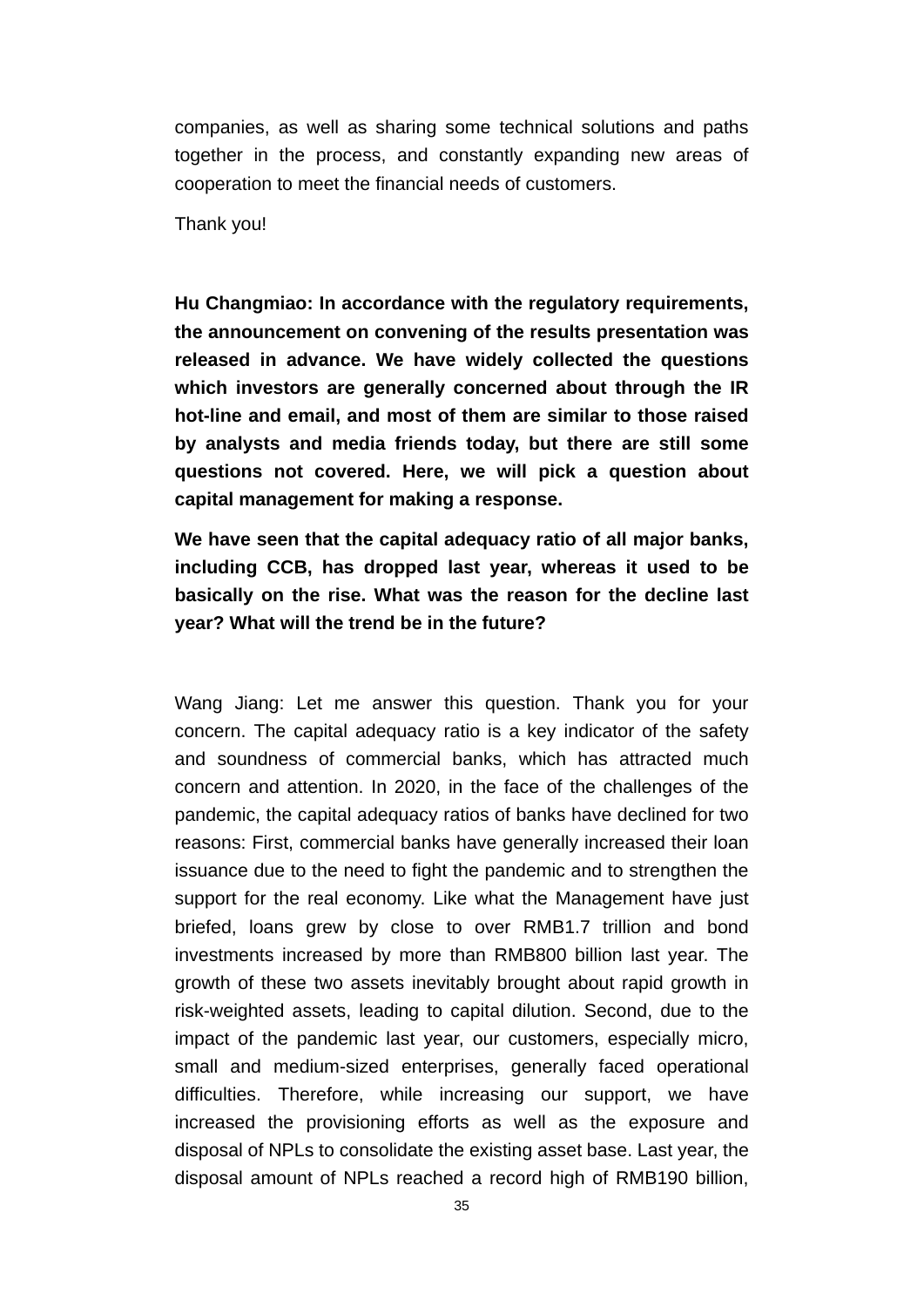companies, as well as sharing some technical solutions and paths together in the process, and constantly expanding new areas of cooperation to meet the financial needs of customers.

Thank you!

**Hu Changmiao: In accordance with the regulatory requirements, the announcement on convening of the results presentation was released in advance. We have widely collected the questions which investors are generally concerned about through the IR hot-line and email, and most of them are similar to those raised by analysts and media friends today, but there are still some questions not covered. Here, we will pick a question about capital management for making a response.**

**We have seen that the capital adequacy ratio of all major banks, including CCB, has dropped last year, whereas it used to be basically on the rise. What was the reason for the decline last year? What will the trend be in the future?**

Wang Jiang: Let me answer this question. Thank you for your concern. The capital adequacy ratio is a key indicator of the safety and soundness of commercial banks, which has attracted much concern and attention. In 2020, in the face of the challenges of the pandemic, the capital adequacy ratios of banks have declined for two reasons: First, commercial banks have generally increased their loan issuance due to the need to fight the pandemic and to strengthen the support for the real economy. Like what the Management have just briefed, loans grew by close to over RMB1.7 trillion and bond investments increased by more than RMB800 billion last year. The growth of these two assets inevitably brought about rapid growth in risk-weighted assets, leading to capital dilution. Second, due to the impact of the pandemic last year, our customers, especially micro, small and medium-sized enterprises, generally faced operational difficulties. Therefore, while increasing our support, we have increased the provisioning efforts as well as the exposure and disposal of NPLs to consolidate the existing asset base. Last year, the disposal amount of NPLs reached a record high of RMB190 billion,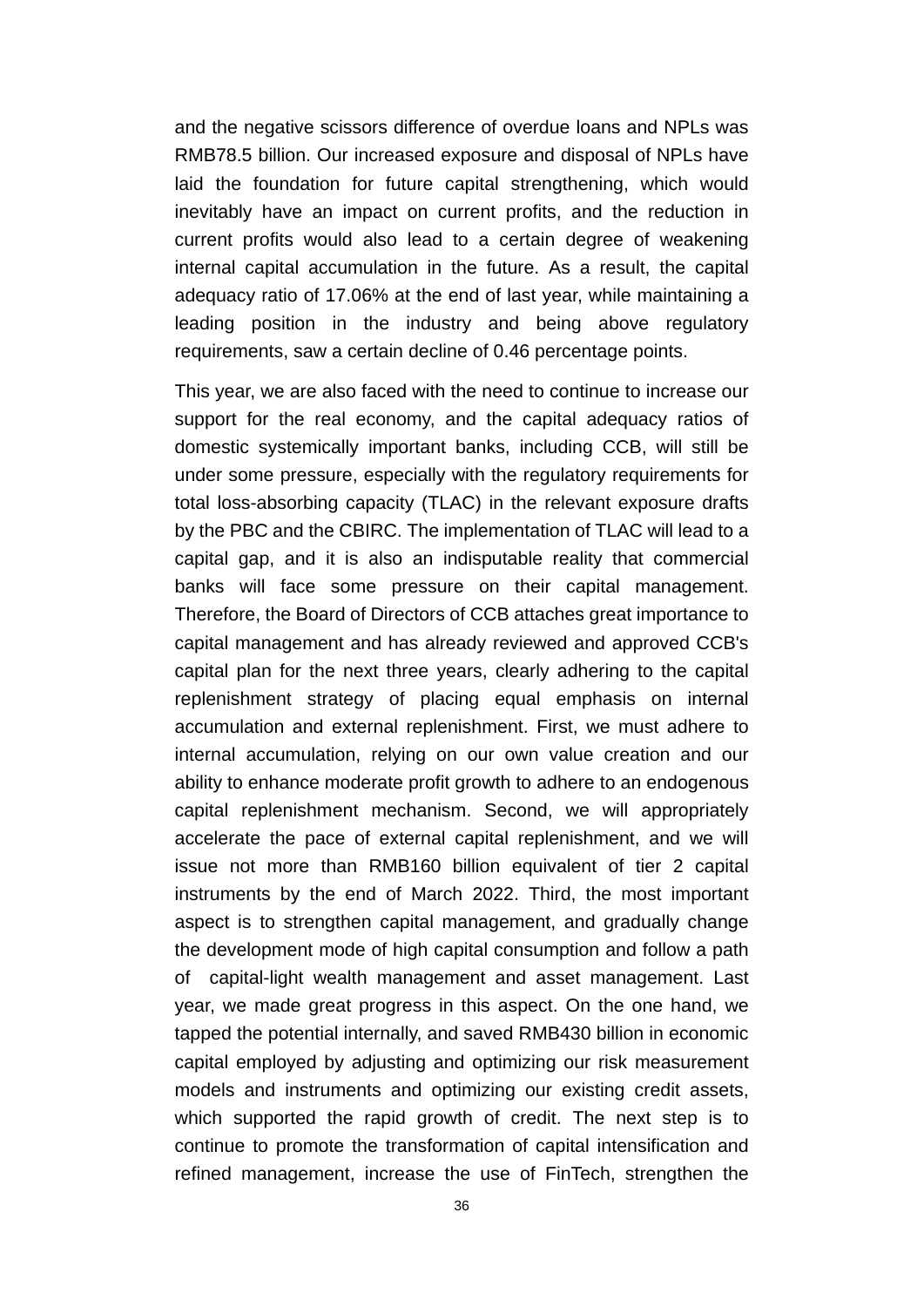and the negative scissors difference of overdue loans and NPLs was RMB78.5 billion. Our increased exposure and disposal of NPLs have laid the foundation for future capital strengthening, which would inevitably have an impact on current profits, and the reduction in current profits would also lead to a certain degree of weakening internal capital accumulation in the future. As a result, the capital adequacy ratio of 17.06% at the end of last year, while maintaining a leading position in the industry and being above regulatory requirements, saw a certain decline of 0.46 percentage points.

This year, we are also faced with the need to continue to increase our support for the real economy, and the capital adequacy ratios of domestic systemically important banks, including CCB, will still be under some pressure, especially with the regulatory requirements for total loss-absorbing capacity (TLAC) in the relevant exposure drafts by the PBC and the CBIRC. The implementation of TLAC will lead to a capital gap, and it is also an indisputable reality that commercial banks will face some pressure on their capital management. Therefore, the Board of Directors of CCB attaches great importance to capital management and has already reviewed and approved CCB's capital plan for the next three years, clearly adhering to the capital replenishment strategy of placing equal emphasis on internal accumulation and external replenishment. First, we must adhere to internal accumulation, relying on our own value creation and our ability to enhance moderate profit growth to adhere to an endogenous capital replenishment mechanism. Second, we will appropriately accelerate the pace of external capital replenishment, and we will issue not more than RMB160 billion equivalent of tier 2 capital instruments by the end of March 2022. Third, the most important aspect is to strengthen capital management, and gradually change the development mode of high capital consumption and follow a path of capital-light wealth management and asset management. Last year, we made great progress in this aspect. On the one hand, we tapped the potential internally, and saved RMB430 billion in economic capital employed by adjusting and optimizing our risk measurement models and instruments and optimizing our existing credit assets, which supported the rapid growth of credit. The next step is to continue to promote the transformation of capital intensification and refined management, increase the use of FinTech, strengthen the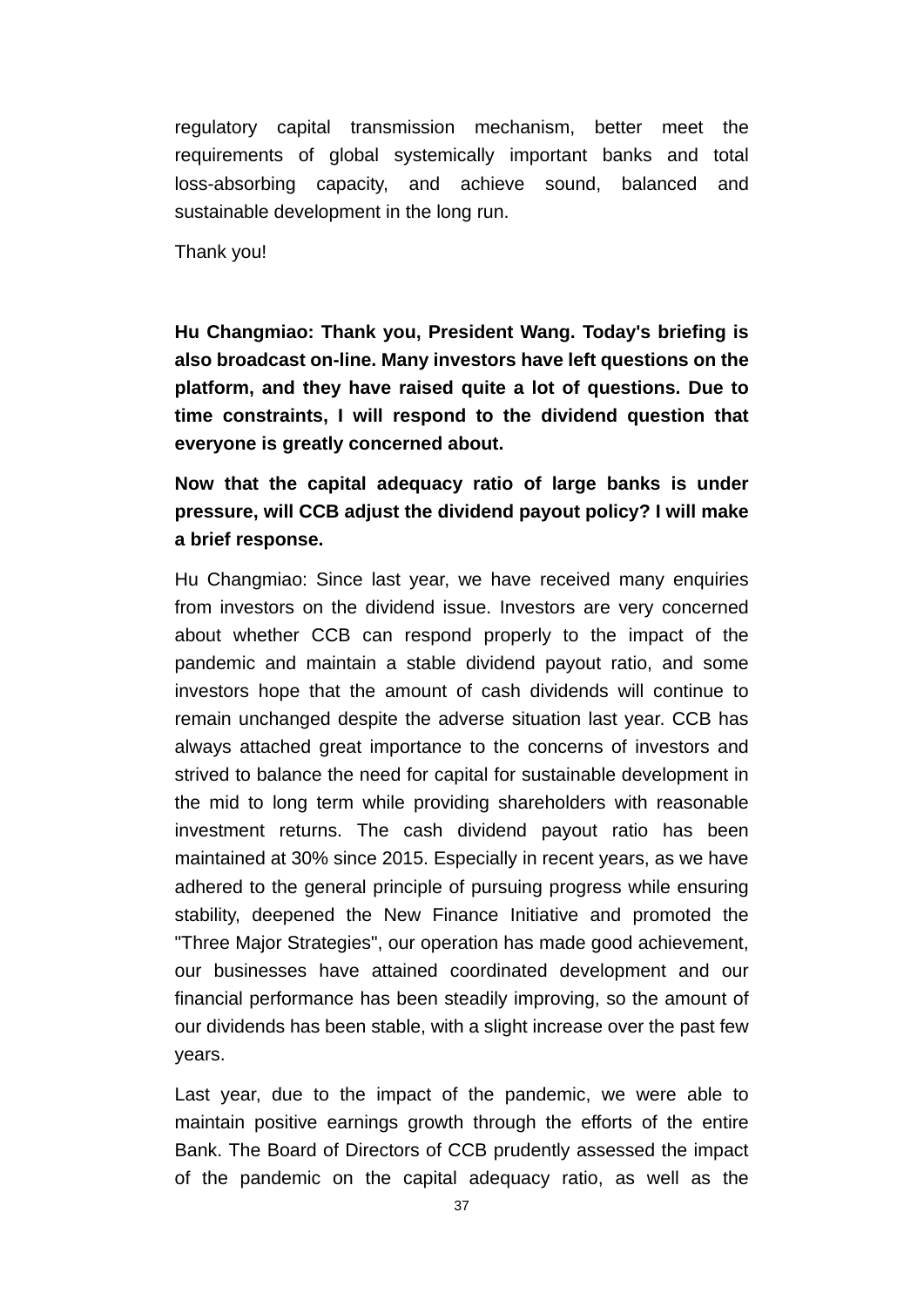regulatory capital transmission mechanism, better meet the requirements of global systemically important banks and total loss-absorbing capacity, and achieve sound, balanced and sustainable development in the long run.

Thank you!

**Hu Changmiao: Thank you, President Wang. Today's briefing is also broadcast on-line. Many investors have left questions on the platform, and they have raised quite a lot of questions. Due to time constraints, I will respond to the dividend question that everyone is greatly concerned about.**

**Now that the capital adequacy ratio of large banks is under pressure, will CCB adjust the dividend payout policy? I will make a brief response.**

Hu Changmiao: Since last year, we have received many enquiries from investors on the dividend issue. Investors are very concerned about whether CCB can respond properly to the impact of the pandemic and maintain a stable dividend payout ratio, and some investors hope that the amount of cash dividends will continue to remain unchanged despite the adverse situation last year. CCB has always attached great importance to the concerns of investors and strived to balance the need for capital for sustainable development in the mid to long term while providing shareholders with reasonable investment returns. The cash dividend payout ratio has been maintained at 30% since 2015. Especially in recent years, as we have adhered to the general principle of pursuing progress while ensuring stability, deepened the New Finance Initiative and promoted the "Three Major Strategies", our operation has made good achievement, our businesses have attained coordinated development and our financial performance has been steadily improving, so the amount of our dividends has been stable, with a slight increase over the past few years.

Last year, due to the impact of the pandemic, we were able to maintain positive earnings growth through the efforts of the entire Bank. The Board of Directors of CCB prudently assessed the impact of the pandemic on the capital adequacy ratio, as well as the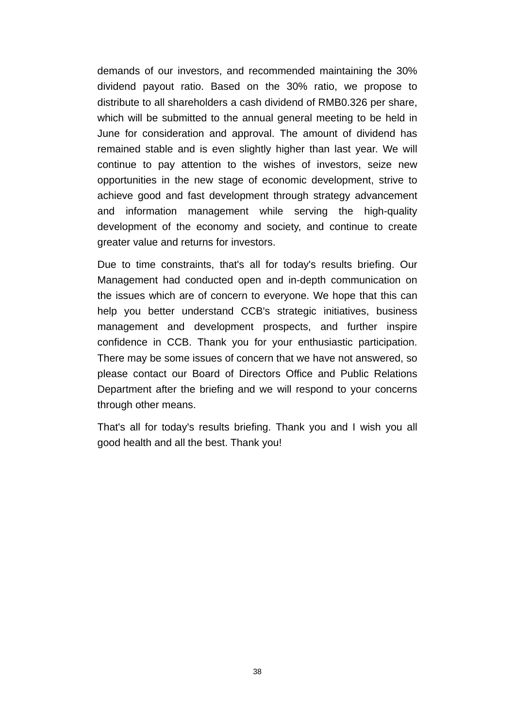demands of our investors, and recommended maintaining the 30% dividend payout ratio. Based on the 30% ratio, we propose to distribute to all shareholders a cash dividend of RMB0.326 per share, which will be submitted to the annual general meeting to be held in June for consideration and approval. The amount of dividend has remained stable and is even slightly higher than last year. We will continue to pay attention to the wishes of investors, seize new opportunities in the new stage of economic development, strive to achieve good and fast development through strategy advancement and information management while serving the high-quality development of the economy and society, and continue to create greater value and returns for investors.

Due to time constraints, that's all for today's results briefing. Our Management had conducted open and in-depth communication on the issues which are of concern to everyone. We hope that this can help you better understand CCB's strategic initiatives, business management and development prospects, and further inspire confidence in CCB. Thank you for your enthusiastic participation. There may be some issues of concern that we have not answered, so please contact our Board of Directors Office and Public Relations Department after the briefing and we will respond to your concerns through other means.

That's all for today's results briefing. Thank you and I wish you all good health and all the best. Thank you!